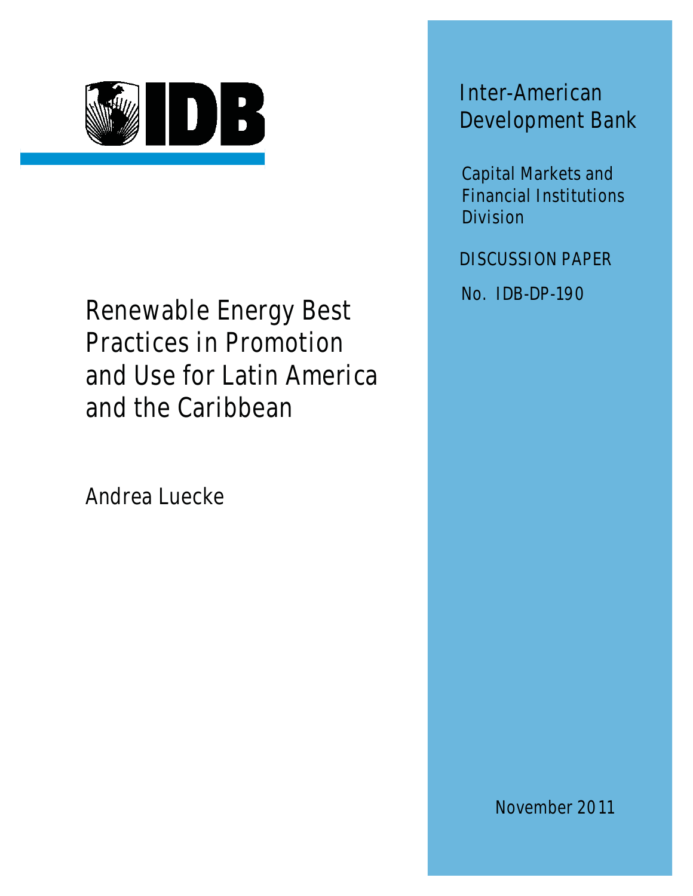IDB

# Renewable Energy Best Practices in Promotion and Use for Latin America and the Caribbean

Andrea Luecke

Inter-American Development Bank

Capital Markets and Financial Institutions Division

DISCUSSION PAPER

No. IDB-DP-190

November 2011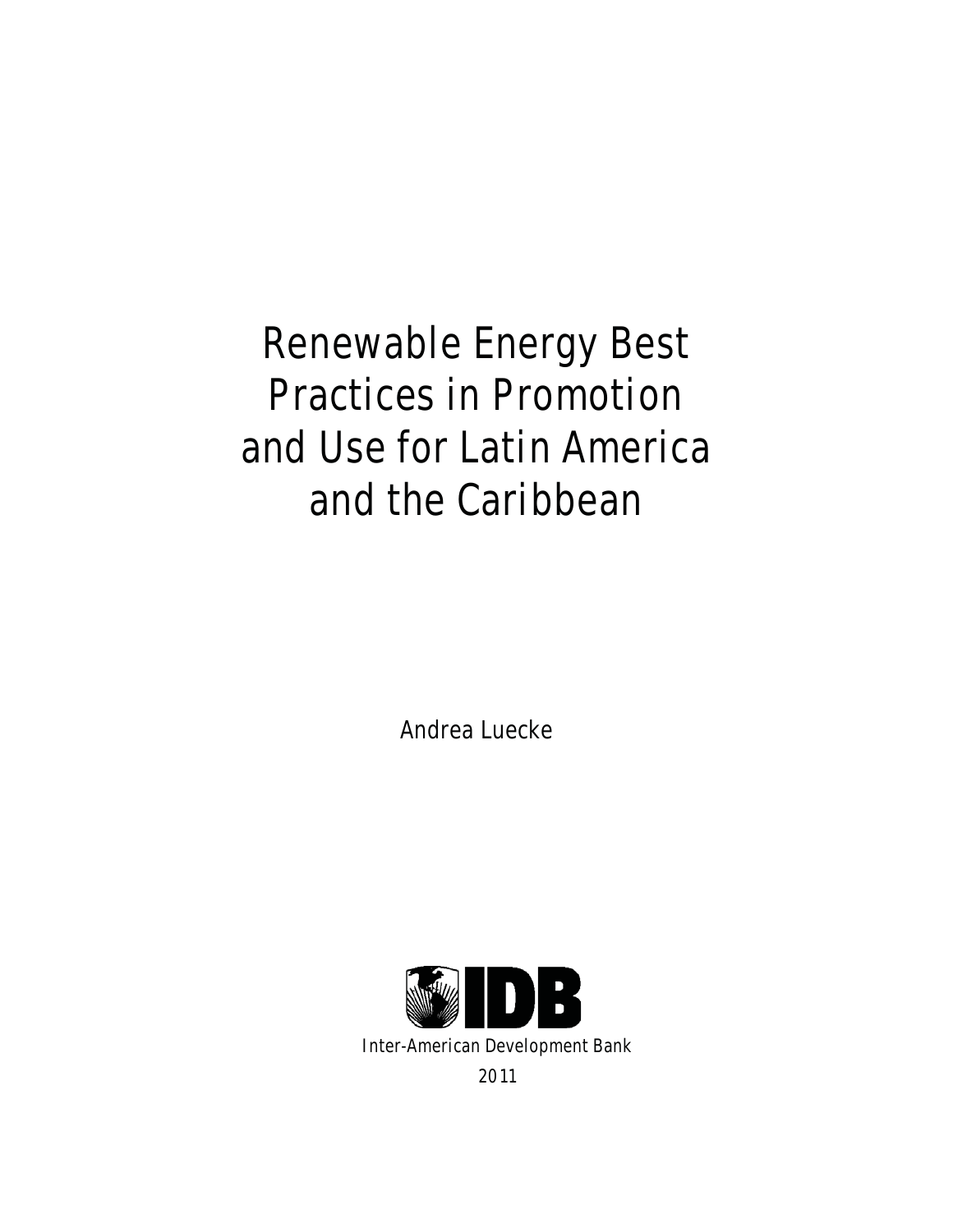# Renewable Energy Best Practices in Promotion and Use for Latin America and the Caribbean

Andrea Luecke

Inter-American Development Bank

2011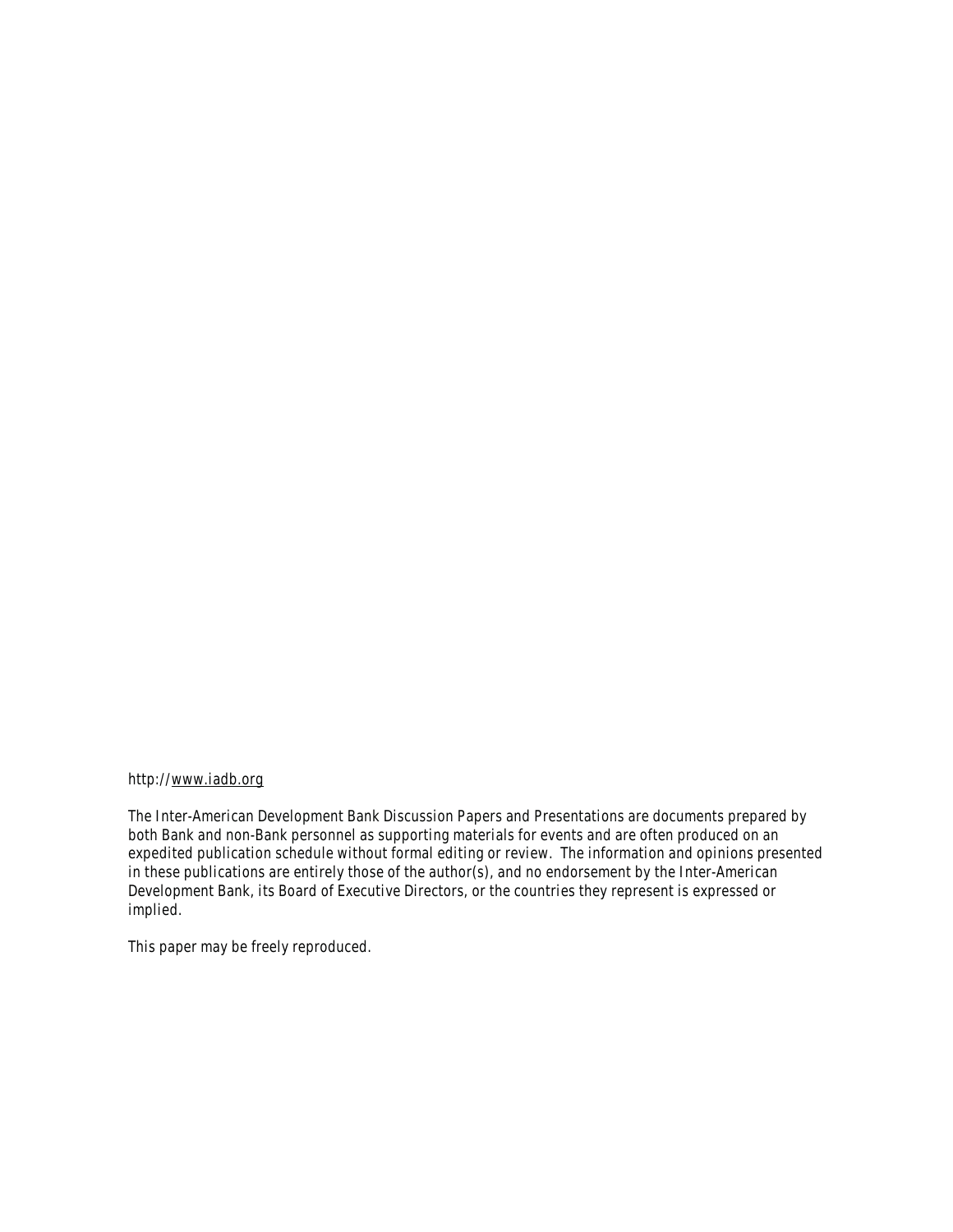http://www.iadb.org

The Inter-American Development Bank Discussion Papers and Presentations are documents prepared by both Bank and non-Bank personnel as supporting materials for events and are often produced on an expedited publication schedule without formal editing or review. The information and opinions presented in these publications are entirely those of the author(s), and no endorsement by the Inter-American Development Bank, its Board of Executive Directors, or the countries they represent is expressed or implied.

This paper may be freely reproduced.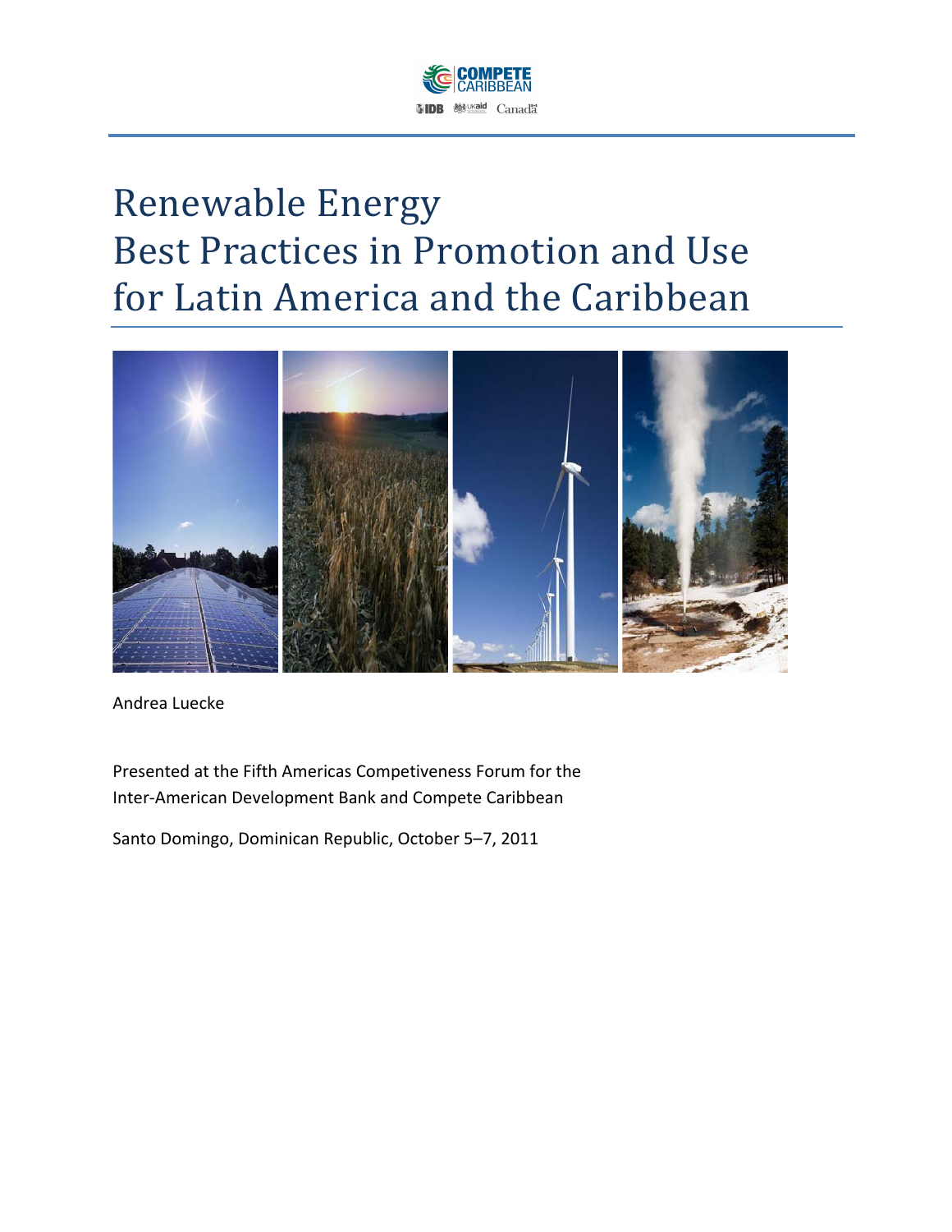# Renewable Energy Best Practices in Promotion and Use for Latin America and the Caribbean

Andrea Luecke

Presented at the Fifth Americas Competiveness Forum for the Inter-American Development Bank and Compete Caribbean

Santo Domingo, Dominican Republic, October 5–7, 2011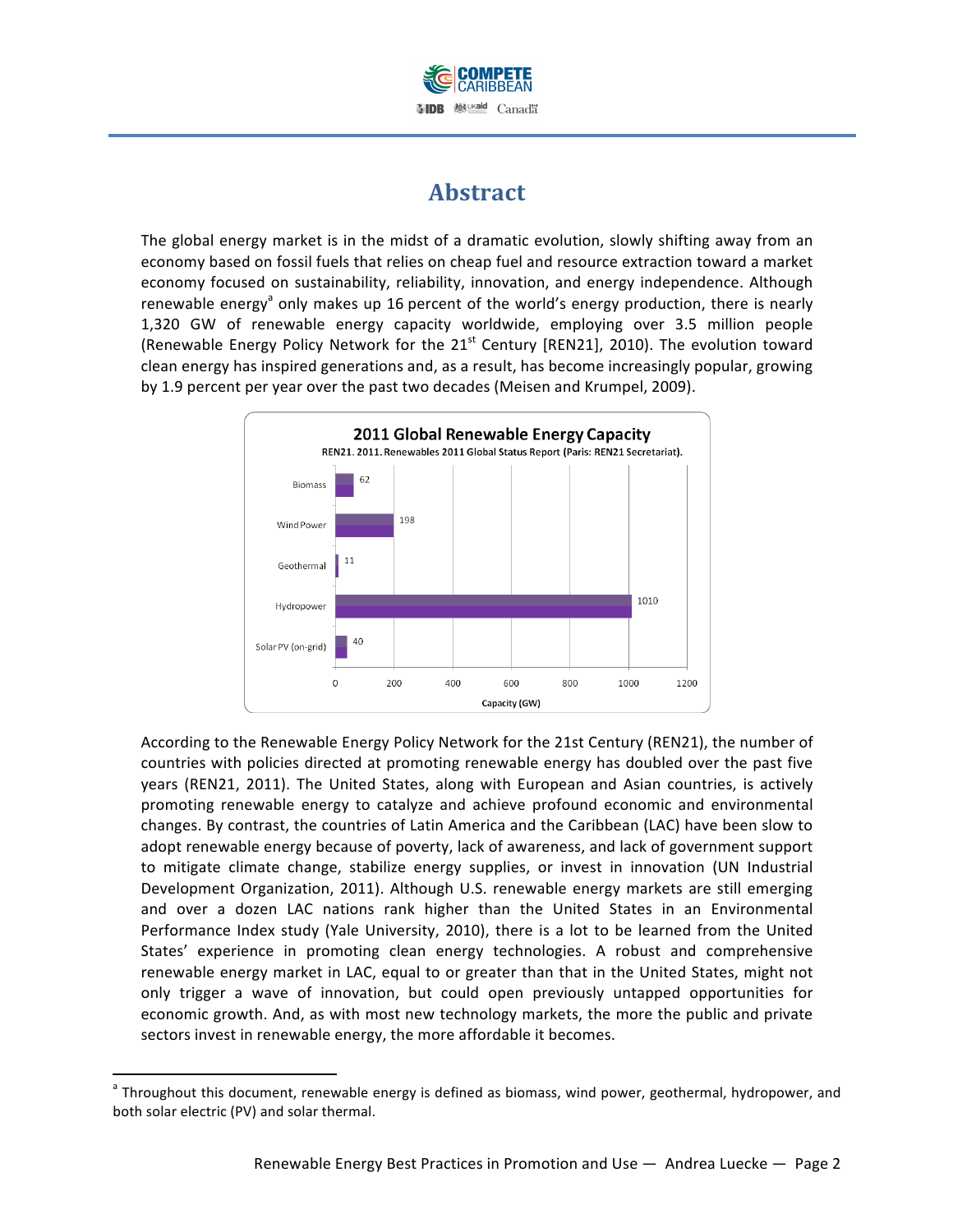# Abstract

The global energy market is in the midst of a dramatic evolution, slowly shifting away from an economy based on fossil fuels that relies on cheap fuel and resource extraction toward a market economy focused on sustainability, reliability, innovation, and energy independence. Although renewable energy[a] only makes up 16 percent of the world's energy production, there is nearly 1,320 GW of renewable energy capacity worldwide, employing over 3.5 million people (Renewable Energy Policy Network for the 21st Century [REN21], 2010). The evolution toward clean energy has inspired generations and, as a result, has become increasingly popular, growing by 1.9 percent per year over the past two decades (Meisen and Krumpel, 2009).

**2011 Global Renewable Energy Capacity**

REN21. 2011. Renewables 2011 Global Status Report (Paris: REN21 Secretariat).

| Source | Capacity (GW) |
|---|---|
| Biomass | 62 |
| Wind Power | 198 |
| Geothermal | 11 |
| Hydropower | 1010 |
| Solar PV (on-grid) | 40 |

According to the Renewable Energy Policy Network for the 21st Century (REN21), the number of countries with policies directed at promoting renewable energy has doubled over the past five years (REN21, 2011). The United States, along with European and Asian countries, is actively promoting renewable energy to catalyze and achieve profound economic and environmental changes. By contrast, the countries of Latin America and the Caribbean (LAC) have been slow to adopt renewable energy because of poverty, lack of awareness, and lack of government support to mitigate climate change, stabilize energy supplies, or invest in innovation (UN Industrial Development Organization, 2011). Although U.S. renewable energy markets are still emerging and over a dozen LAC nations rank higher than the United States in an Environmental Performance Index study (Yale University, 2010), there is a lot to be learned from the United States' experience in promoting clean energy technologies. A robust and comprehensive renewable energy market in LAC, equal to or greater than that in the United States, might not only trigger a wave of innovation, but could open previously untapped opportunities for economic growth. And, as with most new technology markets, the more the public and private sectors invest in renewable energy, the more affordable it becomes.

[a] Throughout this document, renewable energy is defined as biomass, wind power, geothermal, hydropower, and both solar electric (PV) and solar thermal.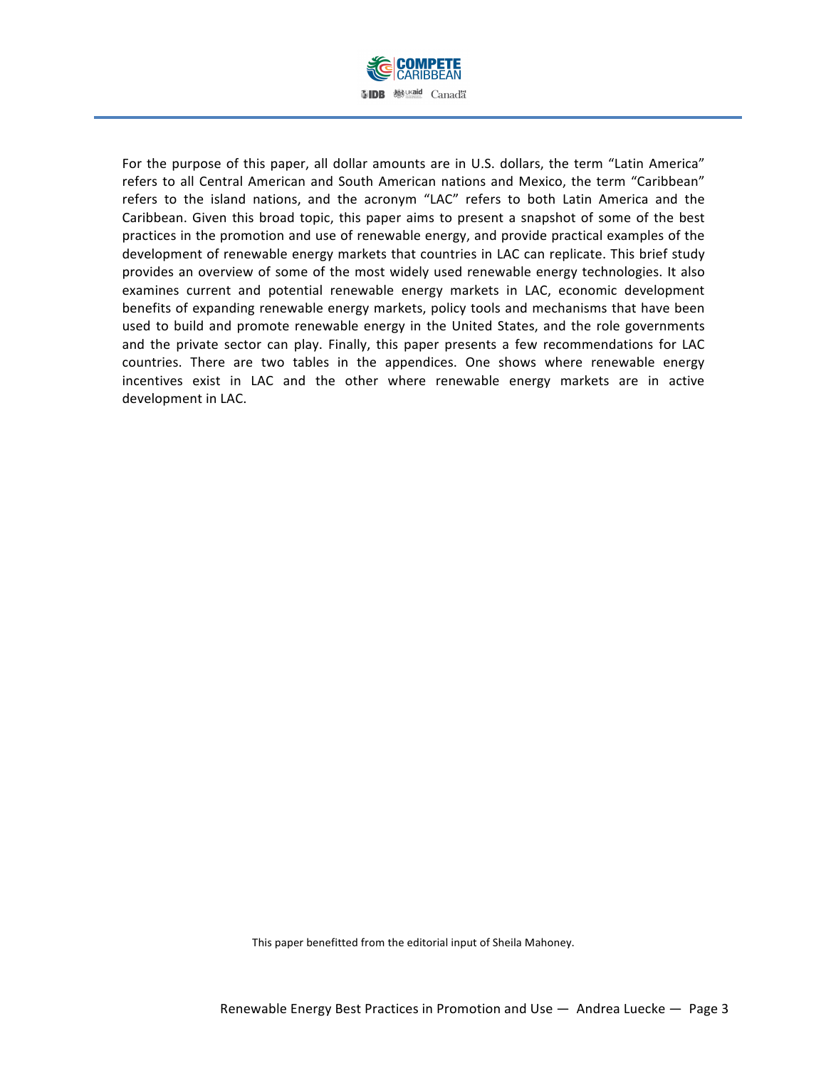For the purpose of this paper, all dollar amounts are in U.S. dollars, the term "Latin America" refers to all Central American and South American nations and Mexico, the term "Caribbean" refers to the island nations, and the acronym "LAC" refers to both Latin America and the Caribbean. Given this broad topic, this paper aims to present a snapshot of some of the best practices in the promotion and use of renewable energy, and provide practical examples of the development of renewable energy markets that countries in LAC can replicate. This brief study provides an overview of some of the most widely used renewable energy technologies. It also examines current and potential renewable energy markets in LAC, economic development benefits of expanding renewable energy markets, policy tools and mechanisms that have been used to build and promote renewable energy in the United States, and the role governments and the private sector can play. Finally, this paper presents a few recommendations for LAC countries. There are two tables in the appendices. One shows where renewable energy incentives exist in LAC and the other where renewable energy markets are in active development in LAC.

This paper benefitted from the editorial input of Sheila Mahoney.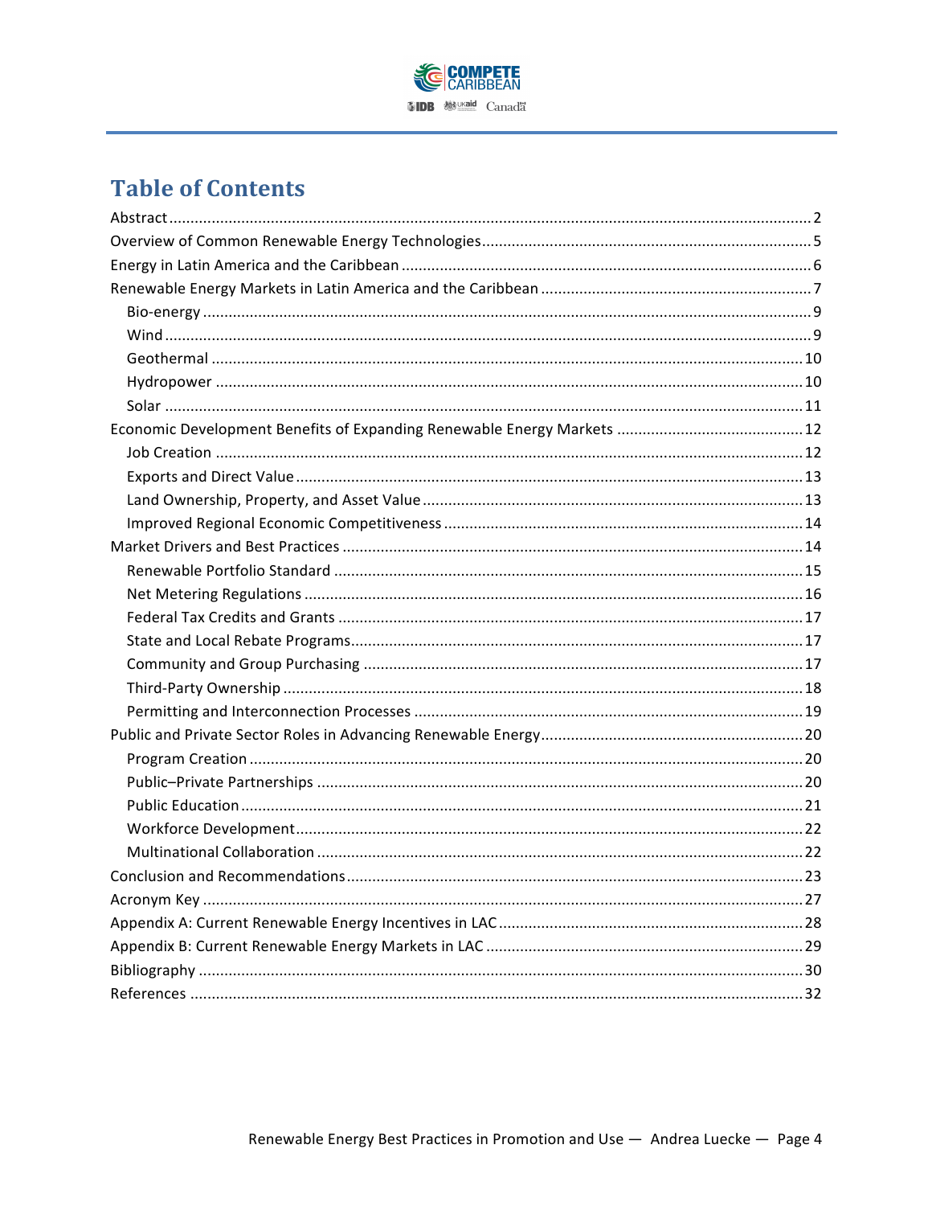# Table of Contents

- Abstract ..... 2
- Overview of Common Renewable Energy Technologies ..... 5
- Energy in Latin America and the Caribbean ..... 6
- Renewable Energy Markets in Latin America and the Caribbean ..... 7
  - Bio-energy ..... 9
  - Wind ..... 9
  - Geothermal ..... 10
  - Hydropower ..... 10
  - Solar ..... 11
- Economic Development Benefits of Expanding Renewable Energy Markets ..... 12
  - Job Creation ..... 12
  - Exports and Direct Value ..... 13
  - Land Ownership, Property, and Asset Value ..... 13
  - Improved Regional Economic Competitiveness ..... 14
- Market Drivers and Best Practices ..... 14
  - Renewable Portfolio Standard ..... 15
  - Net Metering Regulations ..... 16
  - Federal Tax Credits and Grants ..... 17
  - State and Local Rebate Programs ..... 17
  - Community and Group Purchasing ..... 17
  - Third-Party Ownership ..... 18
  - Permitting and Interconnection Processes ..... 19
- Public and Private Sector Roles in Advancing Renewable Energy ..... 20
  - Program Creation ..... 20
  - Public–Private Partnerships ..... 20
  - Public Education ..... 21
  - Workforce Development ..... 22
  - Multinational Collaboration ..... 22
- Conclusion and Recommendations ..... 23
- Acronym Key ..... 27
- Appendix A: Current Renewable Energy Incentives in LAC ..... 28
- Appendix B: Current Renewable Energy Markets in LAC ..... 29
- Bibliography ..... 30
- References ..... 32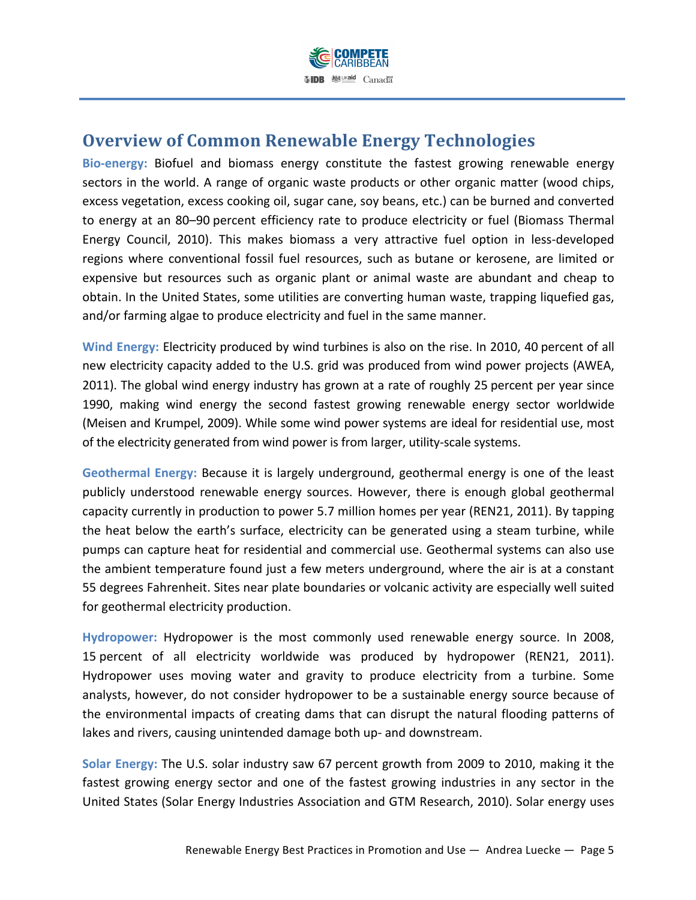## Overview of Common Renewable Energy Technologies

**Bio-energy:** Biofuel and biomass energy constitute the fastest growing renewable energy sectors in the world. A range of organic waste products or other organic matter (wood chips, excess vegetation, excess cooking oil, sugar cane, soy beans, etc.) can be burned and converted to energy at an 80–90 percent efficiency rate to produce electricity or fuel (Biomass Thermal Energy Council, 2010). This makes biomass a very attractive fuel option in less-developed regions where conventional fossil fuel resources, such as butane or kerosene, are limited or expensive but resources such as organic plant or animal waste are abundant and cheap to obtain. In the United States, some utilities are converting human waste, trapping liquefied gas, and/or farming algae to produce electricity and fuel in the same manner.

**Wind Energy:** Electricity produced by wind turbines is also on the rise. In 2010, 40 percent of all new electricity capacity added to the U.S. grid was produced from wind power projects (AWEA, 2011). The global wind energy industry has grown at a rate of roughly 25 percent per year since 1990, making wind energy the second fastest growing renewable energy sector worldwide (Meisen and Krumpel, 2009). While some wind power systems are ideal for residential use, most of the electricity generated from wind power is from larger, utility-scale systems.

**Geothermal Energy:** Because it is largely underground, geothermal energy is one of the least publicly understood renewable energy sources. However, there is enough global geothermal capacity currently in production to power 5.7 million homes per year (REN21, 2011). By tapping the heat below the earth's surface, electricity can be generated using a steam turbine, while pumps can capture heat for residential and commercial use. Geothermal systems can also use the ambient temperature found just a few meters underground, where the air is at a constant 55 degrees Fahrenheit. Sites near plate boundaries or volcanic activity are especially well suited for geothermal electricity production.

**Hydropower:** Hydropower is the most commonly used renewable energy source. In 2008, 15 percent of all electricity worldwide was produced by hydropower (REN21, 2011). Hydropower uses moving water and gravity to produce electricity from a turbine. Some analysts, however, do not consider hydropower to be a sustainable energy source because of the environmental impacts of creating dams that can disrupt the natural flooding patterns of lakes and rivers, causing unintended damage both up- and downstream.

**Solar Energy:** The U.S. solar industry saw 67 percent growth from 2009 to 2010, making it the fastest growing energy sector and one of the fastest growing industries in any sector in the United States (Solar Energy Industries Association and GTM Research, 2010). Solar energy uses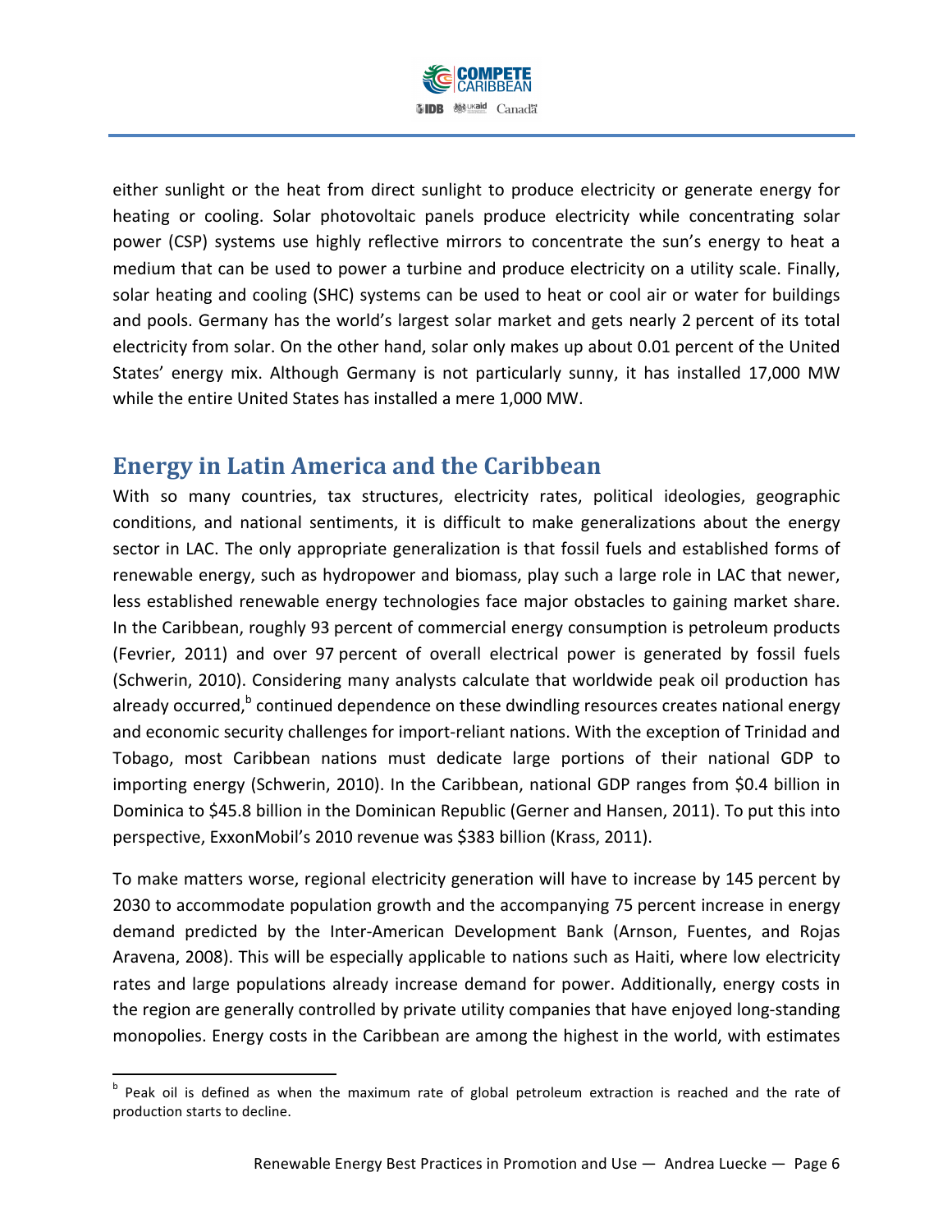either sunlight or the heat from direct sunlight to produce electricity or generate energy for heating or cooling. Solar photovoltaic panels produce electricity while concentrating solar power (CSP) systems use highly reflective mirrors to concentrate the sun's energy to heat a medium that can be used to power a turbine and produce electricity on a utility scale. Finally, solar heating and cooling (SHC) systems can be used to heat or cool air or water for buildings and pools. Germany has the world's largest solar market and gets nearly 2 percent of its total electricity from solar. On the other hand, solar only makes up about 0.01 percent of the United States' energy mix. Although Germany is not particularly sunny, it has installed 17,000 MW while the entire United States has installed a mere 1,000 MW.

## Energy in Latin America and the Caribbean

With so many countries, tax structures, electricity rates, political ideologies, geographic conditions, and national sentiments, it is difficult to make generalizations about the energy sector in LAC. The only appropriate generalization is that fossil fuels and established forms of renewable energy, such as hydropower and biomass, play such a large role in LAC that newer, less established renewable energy technologies face major obstacles to gaining market share. In the Caribbean, roughly 93 percent of commercial energy consumption is petroleum products (Fevrier, 2011) and over 97 percent of overall electrical power is generated by fossil fuels (Schwerin, 2010). Considering many analysts calculate that worldwide peak oil production has already occurred,[b] continued dependence on these dwindling resources creates national energy and economic security challenges for import-reliant nations. With the exception of Trinidad and Tobago, most Caribbean nations must dedicate large portions of their national GDP to importing energy (Schwerin, 2010). In the Caribbean, national GDP ranges from $0.4 billion in Dominica to $45.8 billion in the Dominican Republic (Gerner and Hansen, 2011). To put this into perspective, ExxonMobil's 2010 revenue was $383 billion (Krass, 2011).

To make matters worse, regional electricity generation will have to increase by 145 percent by 2030 to accommodate population growth and the accompanying 75 percent increase in energy demand predicted by the Inter-American Development Bank (Arnson, Fuentes, and Rojas Aravena, 2008). This will be especially applicable to nations such as Haiti, where low electricity rates and large populations already increase demand for power. Additionally, energy costs in the region are generally controlled by private utility companies that have enjoyed long-standing monopolies. Energy costs in the Caribbean are among the highest in the world, with estimates

[b] Peak oil is defined as when the maximum rate of global petroleum extraction is reached and the rate of production starts to decline.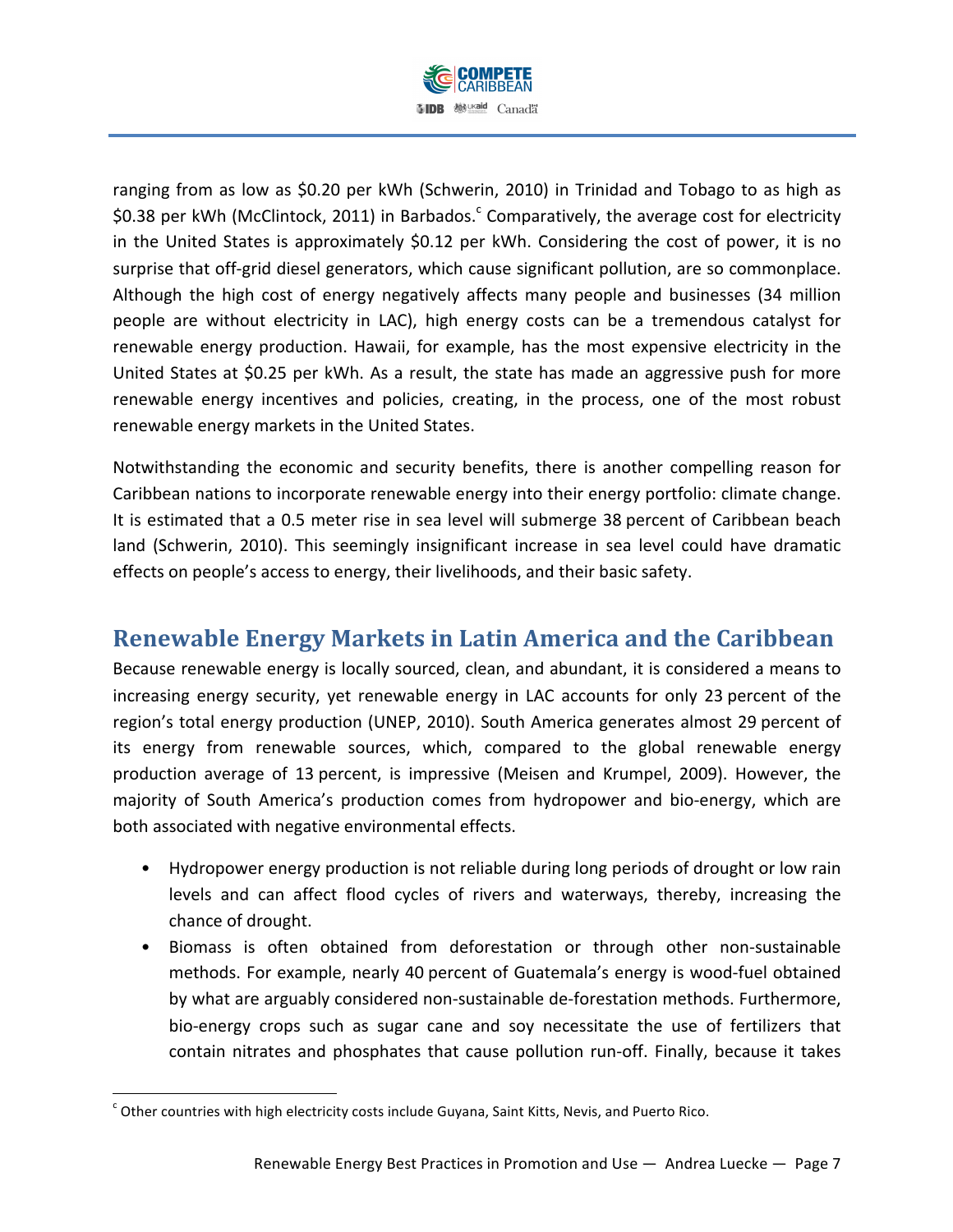ranging from as low as $0.20 per kWh (Schwerin, 2010) in Trinidad and Tobago to as high as $0.38 per kWh (McClintock, 2011) in Barbados.[c] Comparatively, the average cost for electricity in the United States is approximately $0.12 per kWh. Considering the cost of power, it is no surprise that off-grid diesel generators, which cause significant pollution, are so commonplace. Although the high cost of energy negatively affects many people and businesses (34 million people are without electricity in LAC), high energy costs can be a tremendous catalyst for renewable energy production. Hawaii, for example, has the most expensive electricity in the United States at $0.25 per kWh. As a result, the state has made an aggressive push for more renewable energy incentives and policies, creating, in the process, one of the most robust renewable energy markets in the United States.

Notwithstanding the economic and security benefits, there is another compelling reason for Caribbean nations to incorporate renewable energy into their energy portfolio: climate change. It is estimated that a 0.5 meter rise in sea level will submerge 38 percent of Caribbean beach land (Schwerin, 2010). This seemingly insignificant increase in sea level could have dramatic effects on people's access to energy, their livelihoods, and their basic safety.

## Renewable Energy Markets in Latin America and the Caribbean

Because renewable energy is locally sourced, clean, and abundant, it is considered a means to increasing energy security, yet renewable energy in LAC accounts for only 23 percent of the region's total energy production (UNEP, 2010). South America generates almost 29 percent of its energy from renewable sources, which, compared to the global renewable energy production average of 13 percent, is impressive (Meisen and Krumpel, 2009). However, the majority of South America's production comes from hydropower and bio-energy, which are both associated with negative environmental effects.

- Hydropower energy production is not reliable during long periods of drought or low rain levels and can affect flood cycles of rivers and waterways, thereby, increasing the chance of drought.
- Biomass is often obtained from deforestation or through other non-sustainable methods. For example, nearly 40 percent of Guatemala's energy is wood-fuel obtained by what are arguably considered non-sustainable de-forestation methods. Furthermore, bio-energy crops such as sugar cane and soy necessitate the use of fertilizers that contain nitrates and phosphates that cause pollution run-off. Finally, because it takes

[c] Other countries with high electricity costs include Guyana, Saint Kitts, Nevis, and Puerto Rico.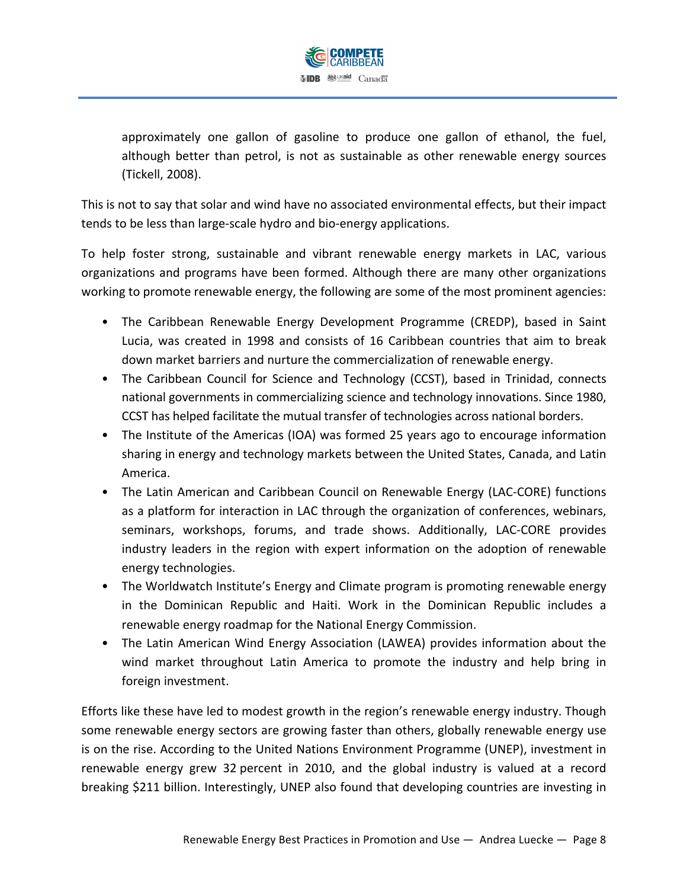approximately one gallon of gasoline to produce one gallon of ethanol, the fuel, although better than petrol, is not as sustainable as other renewable energy sources (Tickell, 2008).

This is not to say that solar and wind have no associated environmental effects, but their impact tends to be less than large-scale hydro and bio-energy applications.

To help foster strong, sustainable and vibrant renewable energy markets in LAC, various organizations and programs have been formed. Although there are many other organizations working to promote renewable energy, the following are some of the most prominent agencies:

- The Caribbean Renewable Energy Development Programme (CREDP), based in Saint Lucia, was created in 1998 and consists of 16 Caribbean countries that aim to break down market barriers and nurture the commercialization of renewable energy.
- The Caribbean Council for Science and Technology (CCST), based in Trinidad, connects national governments in commercializing science and technology innovations. Since 1980, CCST has helped facilitate the mutual transfer of technologies across national borders.
- The Institute of the Americas (IOA) was formed 25 years ago to encourage information sharing in energy and technology markets between the United States, Canada, and Latin America.
- The Latin American and Caribbean Council on Renewable Energy (LAC-CORE) functions as a platform for interaction in LAC through the organization of conferences, webinars, seminars, workshops, forums, and trade shows. Additionally, LAC-CORE provides industry leaders in the region with expert information on the adoption of renewable energy technologies.
- The Worldwatch Institute's Energy and Climate program is promoting renewable energy in the Dominican Republic and Haiti. Work in the Dominican Republic includes a renewable energy roadmap for the National Energy Commission.
- The Latin American Wind Energy Association (LAWEA) provides information about the wind market throughout Latin America to promote the industry and help bring in foreign investment.

Efforts like these have led to modest growth in the region's renewable energy industry. Though some renewable energy sectors are growing faster than others, globally renewable energy use is on the rise. According to the United Nations Environment Programme (UNEP), investment in renewable energy grew 32 percent in 2010, and the global industry is valued at a record breaking $211 billion. Interestingly, UNEP also found that developing countries are investing in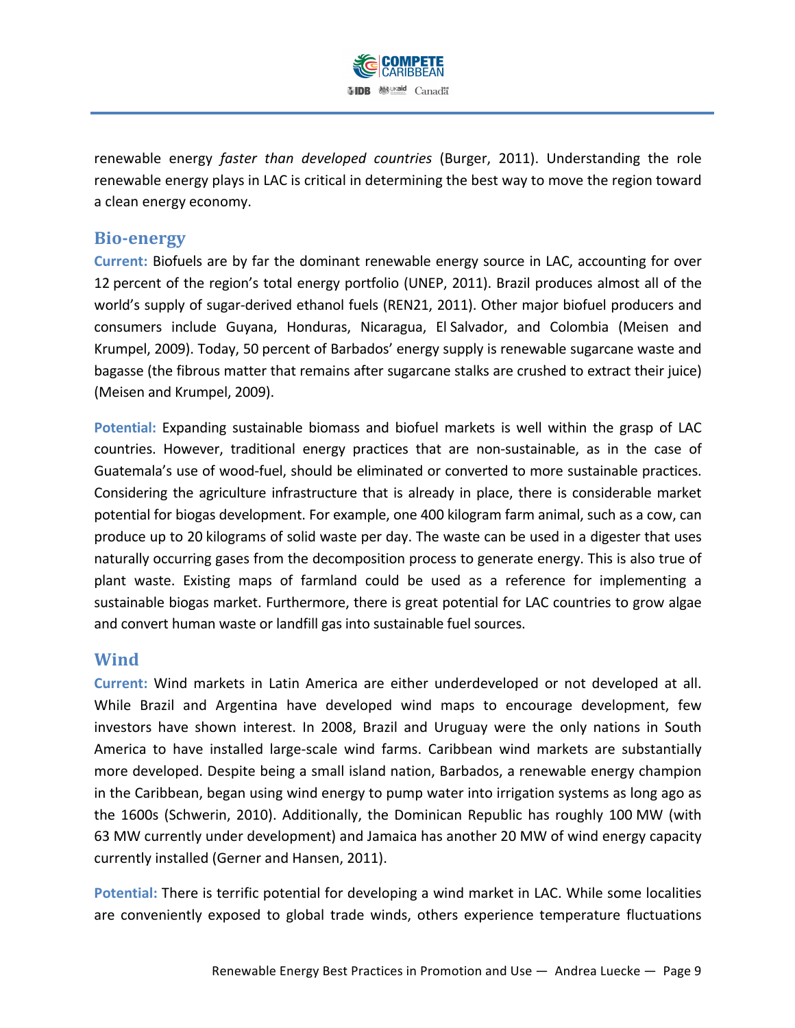renewable energy *faster than developed countries* (Burger, 2011). Understanding the role renewable energy plays in LAC is critical in determining the best way to move the region toward a clean energy economy.

## Bio-energy

**Current:** Biofuels are by far the dominant renewable energy source in LAC, accounting for over 12 percent of the region's total energy portfolio (UNEP, 2011). Brazil produces almost all of the world's supply of sugar-derived ethanol fuels (REN21, 2011). Other major biofuel producers and consumers include Guyana, Honduras, Nicaragua, El Salvador, and Colombia (Meisen and Krumpel, 2009). Today, 50 percent of Barbados' energy supply is renewable sugarcane waste and bagasse (the fibrous matter that remains after sugarcane stalks are crushed to extract their juice) (Meisen and Krumpel, 2009).

**Potential:** Expanding sustainable biomass and biofuel markets is well within the grasp of LAC countries. However, traditional energy practices that are non-sustainable, as in the case of Guatemala's use of wood-fuel, should be eliminated or converted to more sustainable practices. Considering the agriculture infrastructure that is already in place, there is considerable market potential for biogas development. For example, one 400 kilogram farm animal, such as a cow, can produce up to 20 kilograms of solid waste per day. The waste can be used in a digester that uses naturally occurring gases from the decomposition process to generate energy. This is also true of plant waste. Existing maps of farmland could be used as a reference for implementing a sustainable biogas market. Furthermore, there is great potential for LAC countries to grow algae and convert human waste or landfill gas into sustainable fuel sources.

## Wind

**Current:** Wind markets in Latin America are either underdeveloped or not developed at all. While Brazil and Argentina have developed wind maps to encourage development, few investors have shown interest. In 2008, Brazil and Uruguay were the only nations in South America to have installed large-scale wind farms. Caribbean wind markets are substantially more developed. Despite being a small island nation, Barbados, a renewable energy champion in the Caribbean, began using wind energy to pump water into irrigation systems as long ago as the 1600s (Schwerin, 2010). Additionally, the Dominican Republic has roughly 100 MW (with 63 MW currently under development) and Jamaica has another 20 MW of wind energy capacity currently installed (Gerner and Hansen, 2011).

**Potential:** There is terrific potential for developing a wind market in LAC. While some localities are conveniently exposed to global trade winds, others experience temperature fluctuations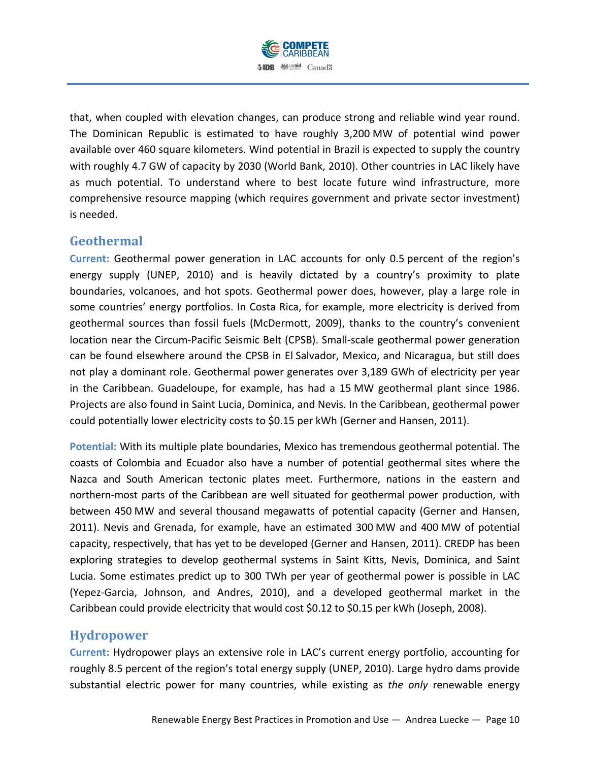that, when coupled with elevation changes, can produce strong and reliable wind year round. The Dominican Republic is estimated to have roughly 3,200 MW of potential wind power available over 460 square kilometers. Wind potential in Brazil is expected to supply the country with roughly 4.7 GW of capacity by 2030 (World Bank, 2010). Other countries in LAC likely have as much potential. To understand where to best locate future wind infrastructure, more comprehensive resource mapping (which requires government and private sector investment) is needed.

## Geothermal

**Current:** Geothermal power generation in LAC accounts for only 0.5 percent of the region's energy supply (UNEP, 2010) and is heavily dictated by a country's proximity to plate boundaries, volcanoes, and hot spots. Geothermal power does, however, play a large role in some countries' energy portfolios. In Costa Rica, for example, more electricity is derived from geothermal sources than fossil fuels (McDermott, 2009), thanks to the country's convenient location near the Circum-Pacific Seismic Belt (CPSB). Small-scale geothermal power generation can be found elsewhere around the CPSB in El Salvador, Mexico, and Nicaragua, but still does not play a dominant role. Geothermal power generates over 3,189 GWh of electricity per year in the Caribbean. Guadeloupe, for example, has had a 15 MW geothermal plant since 1986. Projects are also found in Saint Lucia, Dominica, and Nevis. In the Caribbean, geothermal power could potentially lower electricity costs to $0.15 per kWh (Gerner and Hansen, 2011).

**Potential:** With its multiple plate boundaries, Mexico has tremendous geothermal potential. The coasts of Colombia and Ecuador also have a number of potential geothermal sites where the Nazca and South American tectonic plates meet. Furthermore, nations in the eastern and northern-most parts of the Caribbean are well situated for geothermal power production, with between 450 MW and several thousand megawatts of potential capacity (Gerner and Hansen, 2011). Nevis and Grenada, for example, have an estimated 300 MW and 400 MW of potential capacity, respectively, that has yet to be developed (Gerner and Hansen, 2011). CREDP has been exploring strategies to develop geothermal systems in Saint Kitts, Nevis, Dominica, and Saint Lucia. Some estimates predict up to 300 TWh per year of geothermal power is possible in LAC (Yepez-Garcia, Johnson, and Andres, 2010), and a developed geothermal market in the Caribbean could provide electricity that would cost $0.12 to $0.15 per kWh (Joseph, 2008).

## Hydropower

**Current:** Hydropower plays an extensive role in LAC's current energy portfolio, accounting for roughly 8.5 percent of the region's total energy supply (UNEP, 2010). Large hydro dams provide substantial electric power for many countries, while existing as *the only* renewable energy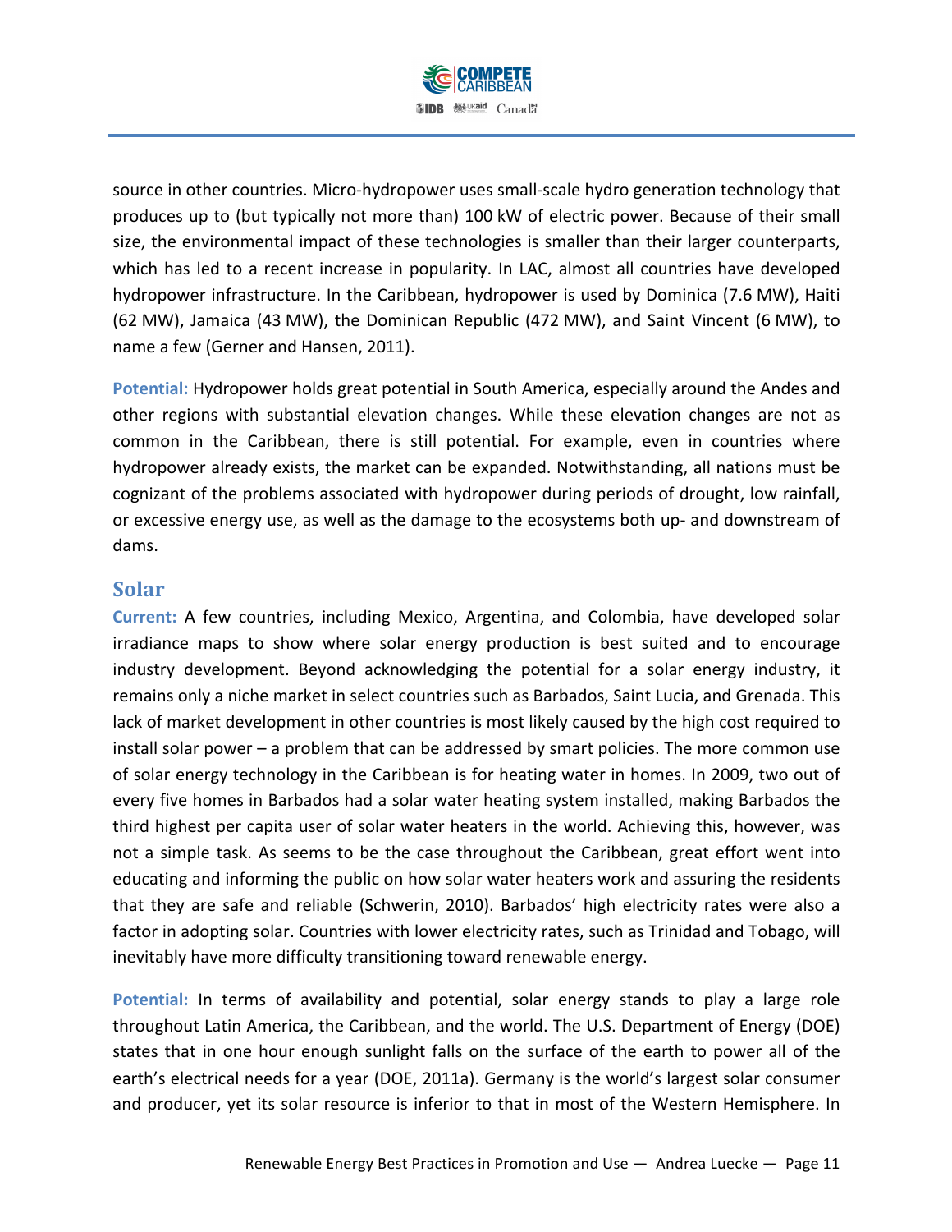source in other countries. Micro-hydropower uses small-scale hydro generation technology that produces up to (but typically not more than) 100 kW of electric power. Because of their small size, the environmental impact of these technologies is smaller than their larger counterparts, which has led to a recent increase in popularity. In LAC, almost all countries have developed hydropower infrastructure. In the Caribbean, hydropower is used by Dominica (7.6 MW), Haiti (62 MW), Jamaica (43 MW), the Dominican Republic (472 MW), and Saint Vincent (6 MW), to name a few (Gerner and Hansen, 2011).

**Potential:** Hydropower holds great potential in South America, especially around the Andes and other regions with substantial elevation changes. While these elevation changes are not as common in the Caribbean, there is still potential. For example, even in countries where hydropower already exists, the market can be expanded. Notwithstanding, all nations must be cognizant of the problems associated with hydropower during periods of drought, low rainfall, or excessive energy use, as well as the damage to the ecosystems both up- and downstream of dams.

## Solar

**Current:** A few countries, including Mexico, Argentina, and Colombia, have developed solar irradiance maps to show where solar energy production is best suited and to encourage industry development. Beyond acknowledging the potential for a solar energy industry, it remains only a niche market in select countries such as Barbados, Saint Lucia, and Grenada. This lack of market development in other countries is most likely caused by the high cost required to install solar power – a problem that can be addressed by smart policies. The more common use of solar energy technology in the Caribbean is for heating water in homes. In 2009, two out of every five homes in Barbados had a solar water heating system installed, making Barbados the third highest per capita user of solar water heaters in the world. Achieving this, however, was not a simple task. As seems to be the case throughout the Caribbean, great effort went into educating and informing the public on how solar water heaters work and assuring the residents that they are safe and reliable (Schwerin, 2010). Barbados' high electricity rates were also a factor in adopting solar. Countries with lower electricity rates, such as Trinidad and Tobago, will inevitably have more difficulty transitioning toward renewable energy.

**Potential:** In terms of availability and potential, solar energy stands to play a large role throughout Latin America, the Caribbean, and the world. The U.S. Department of Energy (DOE) states that in one hour enough sunlight falls on the surface of the earth to power all of the earth's electrical needs for a year (DOE, 2011a). Germany is the world's largest solar consumer and producer, yet its solar resource is inferior to that in most of the Western Hemisphere. In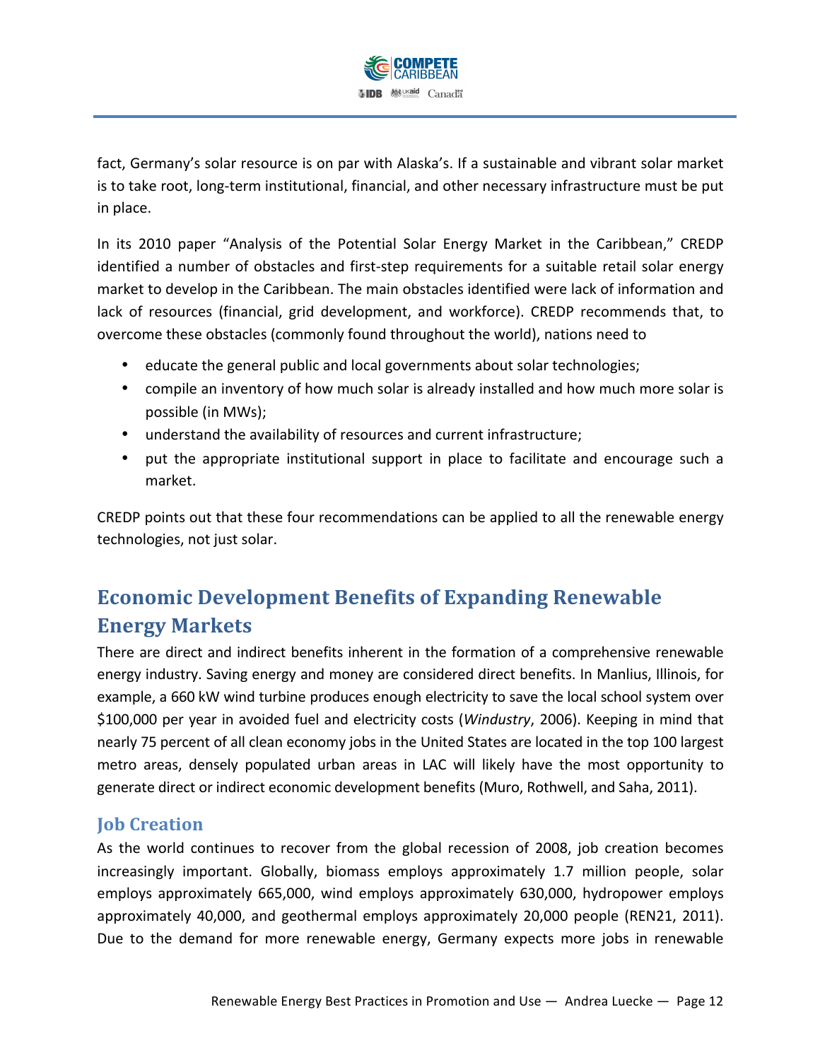fact, Germany's solar resource is on par with Alaska's. If a sustainable and vibrant solar market is to take root, long-term institutional, financial, and other necessary infrastructure must be put in place.

In its 2010 paper "Analysis of the Potential Solar Energy Market in the Caribbean," CREDP identified a number of obstacles and first-step requirements for a suitable retail solar energy market to develop in the Caribbean. The main obstacles identified were lack of information and lack of resources (financial, grid development, and workforce). CREDP recommends that, to overcome these obstacles (commonly found throughout the world), nations need to

- educate the general public and local governments about solar technologies;
- compile an inventory of how much solar is already installed and how much more solar is possible (in MWs);
- understand the availability of resources and current infrastructure;
- put the appropriate institutional support in place to facilitate and encourage such a market.

CREDP points out that these four recommendations can be applied to all the renewable energy technologies, not just solar.

## Economic Development Benefits of Expanding Renewable Energy Markets

There are direct and indirect benefits inherent in the formation of a comprehensive renewable energy industry. Saving energy and money are considered direct benefits. In Manlius, Illinois, for example, a 660 kW wind turbine produces enough electricity to save the local school system over $100,000 per year in avoided fuel and electricity costs (*Windustry*, 2006). Keeping in mind that nearly 75 percent of all clean economy jobs in the United States are located in the top 100 largest metro areas, densely populated urban areas in LAC will likely have the most opportunity to generate direct or indirect economic development benefits (Muro, Rothwell, and Saha, 2011).

### Job Creation

As the world continues to recover from the global recession of 2008, job creation becomes increasingly important. Globally, biomass employs approximately 1.7 million people, solar employs approximately 665,000, wind employs approximately 630,000, hydropower employs approximately 40,000, and geothermal employs approximately 20,000 people (REN21, 2011). Due to the demand for more renewable energy, Germany expects more jobs in renewable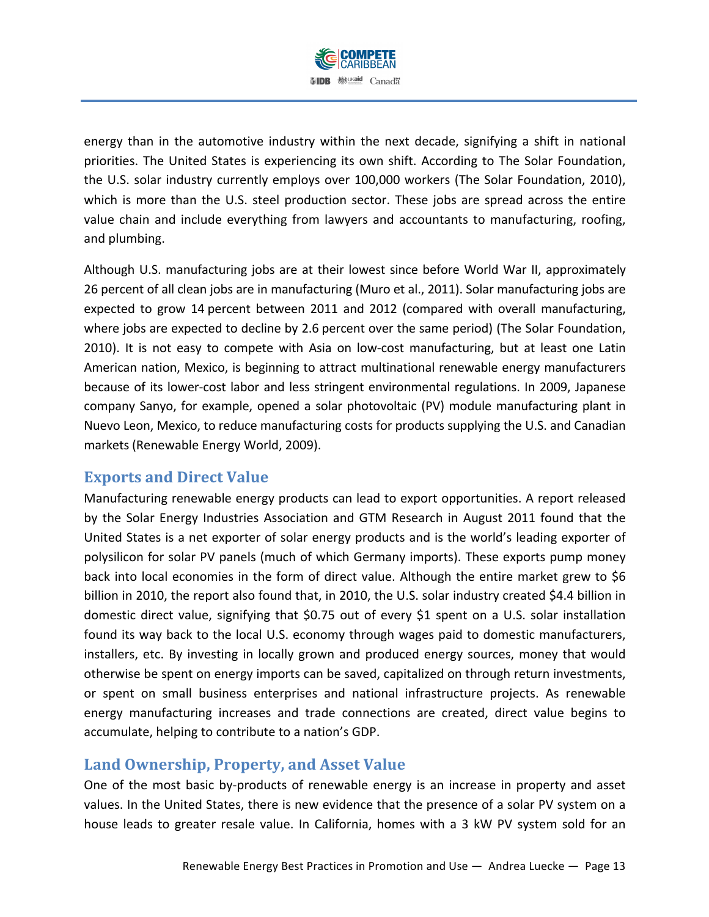energy than in the automotive industry within the next decade, signifying a shift in national priorities. The United States is experiencing its own shift. According to The Solar Foundation, the U.S. solar industry currently employs over 100,000 workers (The Solar Foundation, 2010), which is more than the U.S. steel production sector. These jobs are spread across the entire value chain and include everything from lawyers and accountants to manufacturing, roofing, and plumbing.

Although U.S. manufacturing jobs are at their lowest since before World War II, approximately 26 percent of all clean jobs are in manufacturing (Muro et al., 2011). Solar manufacturing jobs are expected to grow 14 percent between 2011 and 2012 (compared with overall manufacturing, where jobs are expected to decline by 2.6 percent over the same period) (The Solar Foundation, 2010). It is not easy to compete with Asia on low-cost manufacturing, but at least one Latin American nation, Mexico, is beginning to attract multinational renewable energy manufacturers because of its lower-cost labor and less stringent environmental regulations. In 2009, Japanese company Sanyo, for example, opened a solar photovoltaic (PV) module manufacturing plant in Nuevo Leon, Mexico, to reduce manufacturing costs for products supplying the U.S. and Canadian markets (Renewable Energy World, 2009).

## Exports and Direct Value

Manufacturing renewable energy products can lead to export opportunities. A report released by the Solar Energy Industries Association and GTM Research in August 2011 found that the United States is a net exporter of solar energy products and is the world's leading exporter of polysilicon for solar PV panels (much of which Germany imports). These exports pump money back into local economies in the form of direct value. Although the entire market grew to $6 billion in 2010, the report also found that, in 2010, the U.S. solar industry created $4.4 billion in domestic direct value, signifying that $0.75 out of every $1 spent on a U.S. solar installation found its way back to the local U.S. economy through wages paid to domestic manufacturers, installers, etc. By investing in locally grown and produced energy sources, money that would otherwise be spent on energy imports can be saved, capitalized on through return investments, or spent on small business enterprises and national infrastructure projects. As renewable energy manufacturing increases and trade connections are created, direct value begins to accumulate, helping to contribute to a nation's GDP.

## Land Ownership, Property, and Asset Value

One of the most basic by-products of renewable energy is an increase in property and asset values. In the United States, there is new evidence that the presence of a solar PV system on a house leads to greater resale value. In California, homes with a 3 kW PV system sold for an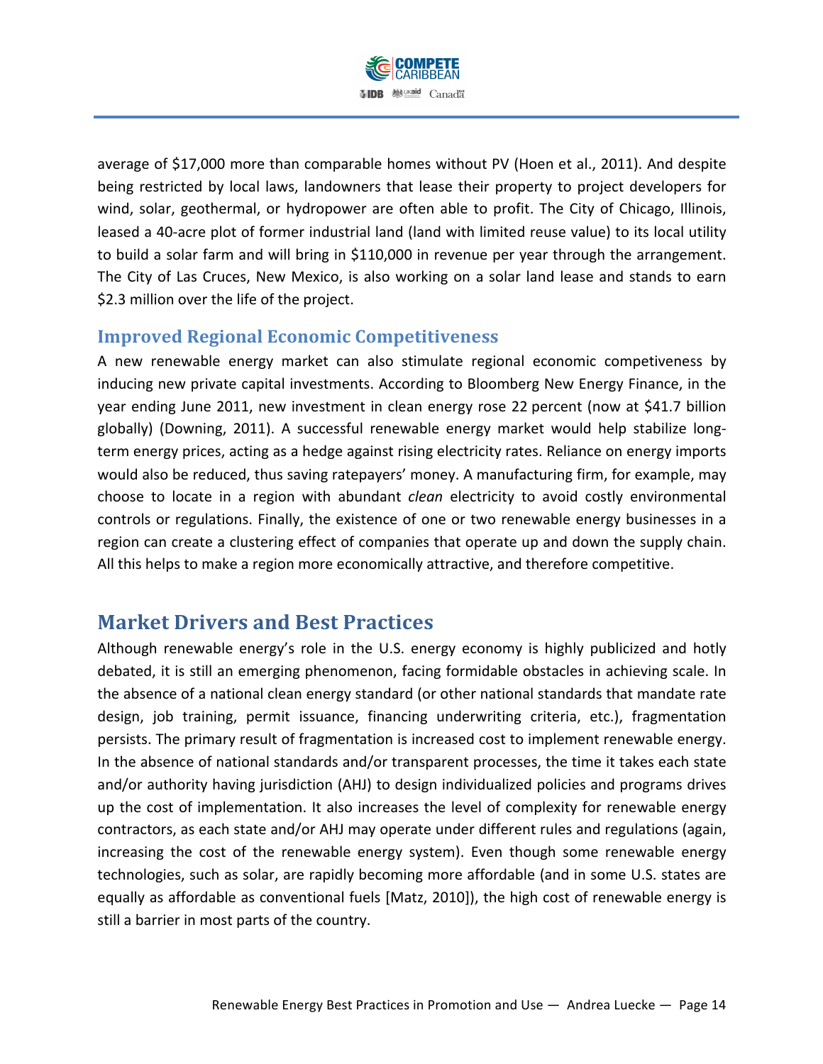average of $17,000 more than comparable homes without PV (Hoen et al., 2011). And despite being restricted by local laws, landowners that lease their property to project developers for wind, solar, geothermal, or hydropower are often able to profit. The City of Chicago, Illinois, leased a 40-acre plot of former industrial land (land with limited reuse value) to its local utility to build a solar farm and will bring in $110,000 in revenue per year through the arrangement. The City of Las Cruces, New Mexico, is also working on a solar land lease and stands to earn $2.3 million over the life of the project.

### Improved Regional Economic Competitiveness

A new renewable energy market can also stimulate regional economic competiveness by inducing new private capital investments. According to Bloomberg New Energy Finance, in the year ending June 2011, new investment in clean energy rose 22 percent (now at $41.7 billion globally) (Downing, 2011). A successful renewable energy market would help stabilize long-term energy prices, acting as a hedge against rising electricity rates. Reliance on energy imports would also be reduced, thus saving ratepayers' money. A manufacturing firm, for example, may choose to locate in a region with abundant *clean* electricity to avoid costly environmental controls or regulations. Finally, the existence of one or two renewable energy businesses in a region can create a clustering effect of companies that operate up and down the supply chain. All this helps to make a region more economically attractive, and therefore competitive.

## Market Drivers and Best Practices

Although renewable energy's role in the U.S. energy economy is highly publicized and hotly debated, it is still an emerging phenomenon, facing formidable obstacles in achieving scale. In the absence of a national clean energy standard (or other national standards that mandate rate design, job training, permit issuance, financing underwriting criteria, etc.), fragmentation persists. The primary result of fragmentation is increased cost to implement renewable energy. In the absence of national standards and/or transparent processes, the time it takes each state and/or authority having jurisdiction (AHJ) to design individualized policies and programs drives up the cost of implementation. It also increases the level of complexity for renewable energy contractors, as each state and/or AHJ may operate under different rules and regulations (again, increasing the cost of the renewable energy system). Even though some renewable energy technologies, such as solar, are rapidly becoming more affordable (and in some U.S. states are equally as affordable as conventional fuels [Matz, 2010]), the high cost of renewable energy is still a barrier in most parts of the country.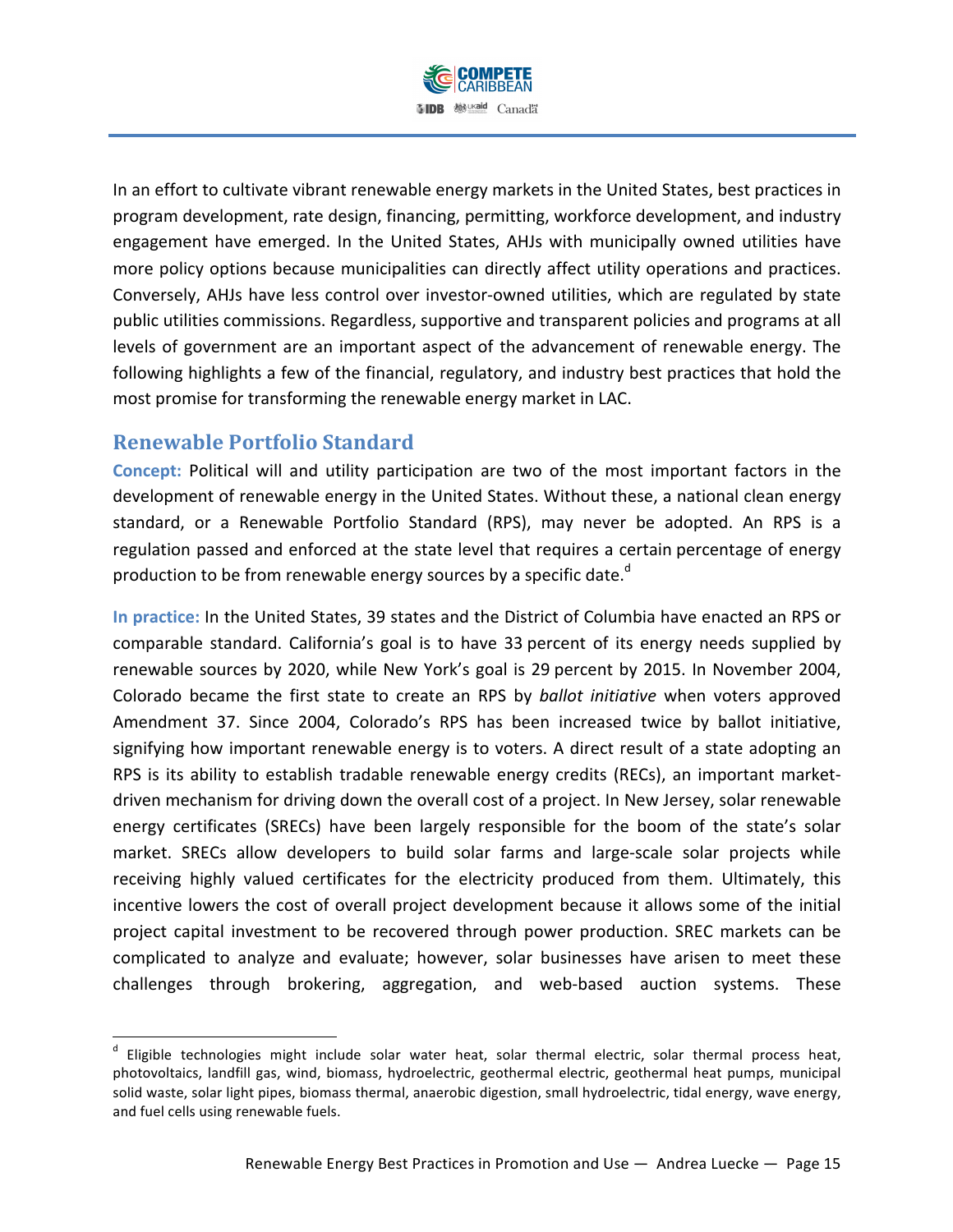In an effort to cultivate vibrant renewable energy markets in the United States, best practices in program development, rate design, financing, permitting, workforce development, and industry engagement have emerged. In the United States, AHJs with municipally owned utilities have more policy options because municipalities can directly affect utility operations and practices. Conversely, AHJs have less control over investor-owned utilities, which are regulated by state public utilities commissions. Regardless, supportive and transparent policies and programs at all levels of government are an important aspect of the advancement of renewable energy. The following highlights a few of the financial, regulatory, and industry best practices that hold the most promise for transforming the renewable energy market in LAC.

## Renewable Portfolio Standard

**Concept:** Political will and utility participation are two of the most important factors in the development of renewable energy in the United States. Without these, a national clean energy standard, or a Renewable Portfolio Standard (RPS), may never be adopted. An RPS is a regulation passed and enforced at the state level that requires a certain percentage of energy production to be from renewable energy sources by a specific date.[d]

**In practice:** In the United States, 39 states and the District of Columbia have enacted an RPS or comparable standard. California's goal is to have 33 percent of its energy needs supplied by renewable sources by 2020, while New York's goal is 29 percent by 2015. In November 2004, Colorado became the first state to create an RPS by *ballot initiative* when voters approved Amendment 37. Since 2004, Colorado's RPS has been increased twice by ballot initiative, signifying how important renewable energy is to voters. A direct result of a state adopting an RPS is its ability to establish tradable renewable energy credits (RECs), an important market-driven mechanism for driving down the overall cost of a project. In New Jersey, solar renewable energy certificates (SRECs) have been largely responsible for the boom of the state's solar market. SRECs allow developers to build solar farms and large-scale solar projects while receiving highly valued certificates for the electricity produced from them. Ultimately, this incentive lowers the cost of overall project development because it allows some of the initial project capital investment to be recovered through power production. SREC markets can be complicated to analyze and evaluate; however, solar businesses have arisen to meet these challenges through brokering, aggregation, and web-based auction systems. These

[d] Eligible technologies might include solar water heat, solar thermal electric, solar thermal process heat, photovoltaics, landfill gas, wind, biomass, hydroelectric, geothermal electric, geothermal heat pumps, municipal solid waste, solar light pipes, biomass thermal, anaerobic digestion, small hydroelectric, tidal energy, wave energy, and fuel cells using renewable fuels.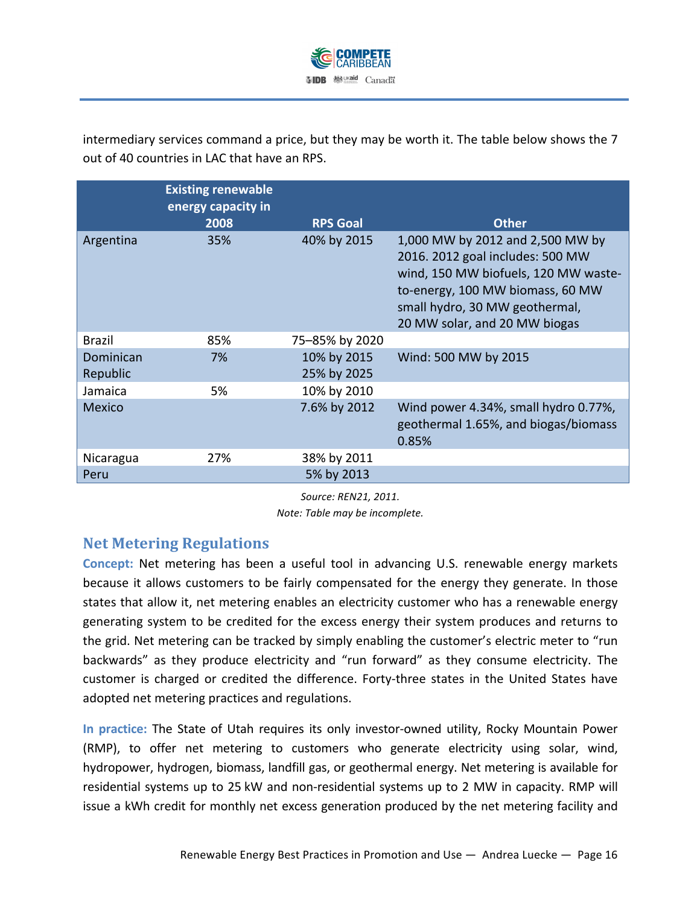intermediary services command a price, but they may be worth it. The table below shows the 7 out of 40 countries in LAC that have an RPS.

| | Existing renewable energy capacity in 2008 | RPS Goal | Other |
|---|---|---|---|
| Argentina | 35% | 40% by 2015 | 1,000 MW by 2012 and 2,500 MW by 2016. 2012 goal includes: 500 MW wind, 150 MW biofuels, 120 MW waste-to-energy, 100 MW biomass, 60 MW small hydro, 30 MW geothermal, 20 MW solar, and 20 MW biogas |
| Brazil | 85% | 75–85% by 2020 | |
| Dominican Republic | 7% | 10% by 2015<br>25% by 2025 | Wind: 500 MW by 2015 |
| Jamaica | 5% | 10% by 2010 | |
| Mexico | | 7.6% by 2012 | Wind power 4.34%, small hydro 0.77%, geothermal 1.65%, and biogas/biomass 0.85% |
| Nicaragua | 27% | 38% by 2011 | |
| Peru | | 5% by 2013 | |

*Source: REN21, 2011.*
*Note: Table may be incomplete.*

## Net Metering Regulations

**Concept:** Net metering has been a useful tool in advancing U.S. renewable energy markets because it allows customers to be fairly compensated for the energy they generate. In those states that allow it, net metering enables an electricity customer who has a renewable energy generating system to be credited for the excess energy their system produces and returns to the grid. Net metering can be tracked by simply enabling the customer's electric meter to "run backwards" as they produce electricity and "run forward" as they consume electricity. The customer is charged or credited the difference. Forty-three states in the United States have adopted net metering practices and regulations.

**In practice:** The State of Utah requires its only investor-owned utility, Rocky Mountain Power (RMP), to offer net metering to customers who generate electricity using solar, wind, hydropower, hydrogen, biomass, landfill gas, or geothermal energy. Net metering is available for residential systems up to 25 kW and non-residential systems up to 2 MW in capacity. RMP will issue a kWh credit for monthly net excess generation produced by the net metering facility and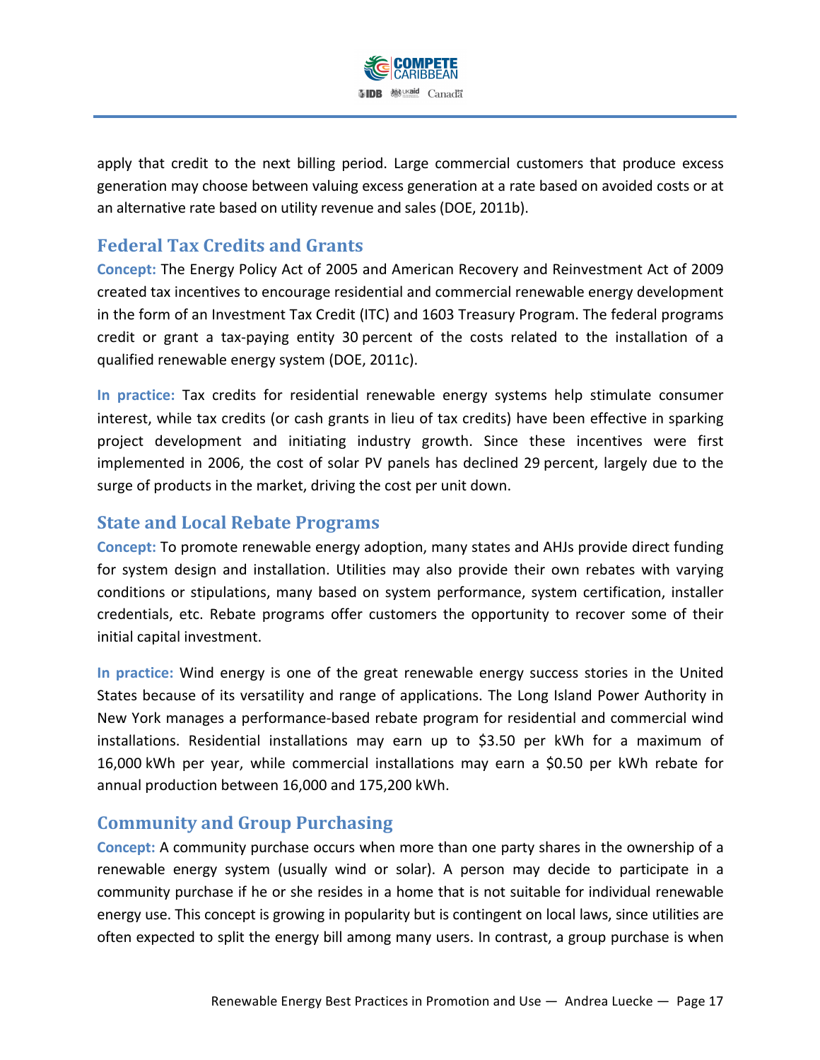apply that credit to the next billing period. Large commercial customers that produce excess generation may choose between valuing excess generation at a rate based on avoided costs or at an alternative rate based on utility revenue and sales (DOE, 2011b).

## Federal Tax Credits and Grants

**Concept:** The Energy Policy Act of 2005 and American Recovery and Reinvestment Act of 2009 created tax incentives to encourage residential and commercial renewable energy development in the form of an Investment Tax Credit (ITC) and 1603 Treasury Program. The federal programs credit or grant a tax-paying entity 30 percent of the costs related to the installation of a qualified renewable energy system (DOE, 2011c).

**In practice:** Tax credits for residential renewable energy systems help stimulate consumer interest, while tax credits (or cash grants in lieu of tax credits) have been effective in sparking project development and initiating industry growth. Since these incentives were first implemented in 2006, the cost of solar PV panels has declined 29 percent, largely due to the surge of products in the market, driving the cost per unit down.

## State and Local Rebate Programs

**Concept:** To promote renewable energy adoption, many states and AHJs provide direct funding for system design and installation. Utilities may also provide their own rebates with varying conditions or stipulations, many based on system performance, system certification, installer credentials, etc. Rebate programs offer customers the opportunity to recover some of their initial capital investment.

**In practice:** Wind energy is one of the great renewable energy success stories in the United States because of its versatility and range of applications. The Long Island Power Authority in New York manages a performance-based rebate program for residential and commercial wind installations. Residential installations may earn up to $3.50 per kWh for a maximum of 16,000 kWh per year, while commercial installations may earn a $0.50 per kWh rebate for annual production between 16,000 and 175,200 kWh.

## Community and Group Purchasing

**Concept:** A community purchase occurs when more than one party shares in the ownership of a renewable energy system (usually wind or solar). A person may decide to participate in a community purchase if he or she resides in a home that is not suitable for individual renewable energy use. This concept is growing in popularity but is contingent on local laws, since utilities are often expected to split the energy bill among many users. In contrast, a group purchase is when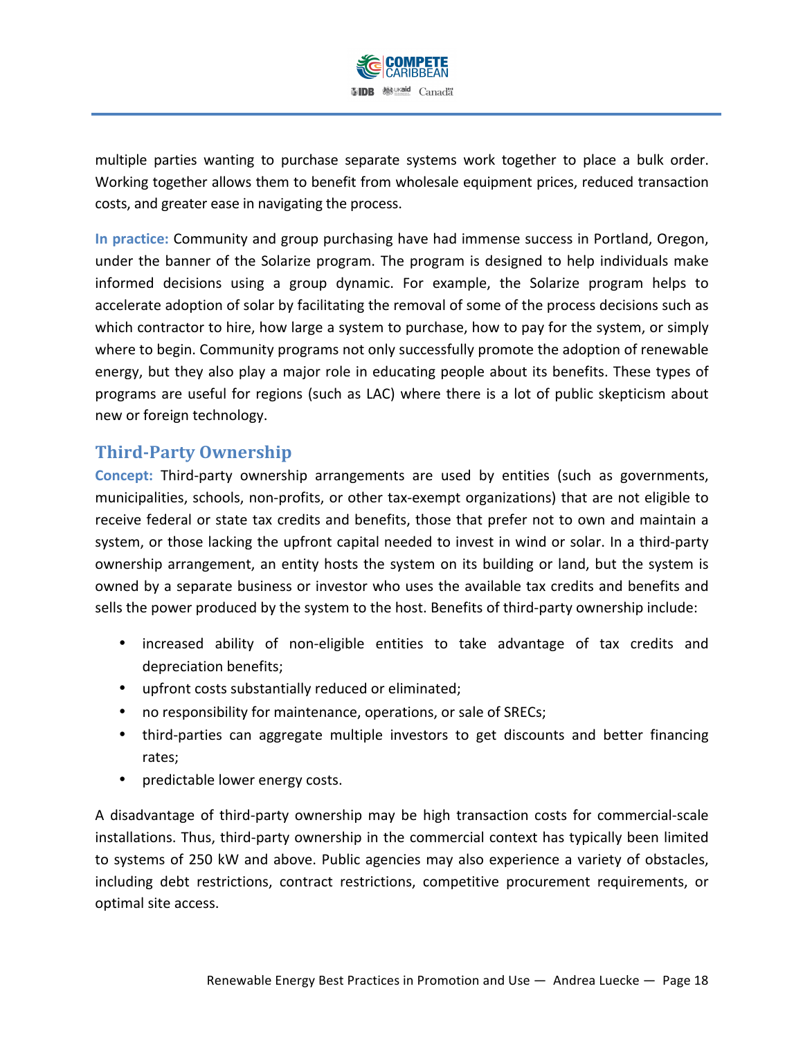multiple parties wanting to purchase separate systems work together to place a bulk order. Working together allows them to benefit from wholesale equipment prices, reduced transaction costs, and greater ease in navigating the process.

**In practice:** Community and group purchasing have had immense success in Portland, Oregon, under the banner of the Solarize program. The program is designed to help individuals make informed decisions using a group dynamic. For example, the Solarize program helps to accelerate adoption of solar by facilitating the removal of some of the process decisions such as which contractor to hire, how large a system to purchase, how to pay for the system, or simply where to begin. Community programs not only successfully promote the adoption of renewable energy, but they also play a major role in educating people about its benefits. These types of programs are useful for regions (such as LAC) where there is a lot of public skepticism about new or foreign technology.

## Third-Party Ownership

**Concept:** Third-party ownership arrangements are used by entities (such as governments, municipalities, schools, non-profits, or other tax-exempt organizations) that are not eligible to receive federal or state tax credits and benefits, those that prefer not to own and maintain a system, or those lacking the upfront capital needed to invest in wind or solar. In a third-party ownership arrangement, an entity hosts the system on its building or land, but the system is owned by a separate business or investor who uses the available tax credits and benefits and sells the power produced by the system to the host. Benefits of third-party ownership include:

- increased ability of non-eligible entities to take advantage of tax credits and depreciation benefits;
- upfront costs substantially reduced or eliminated;
- no responsibility for maintenance, operations, or sale of SRECs;
- third-parties can aggregate multiple investors to get discounts and better financing rates;
- predictable lower energy costs.

A disadvantage of third-party ownership may be high transaction costs for commercial-scale installations. Thus, third-party ownership in the commercial context has typically been limited to systems of 250 kW and above. Public agencies may also experience a variety of obstacles, including debt restrictions, contract restrictions, competitive procurement requirements, or optimal site access.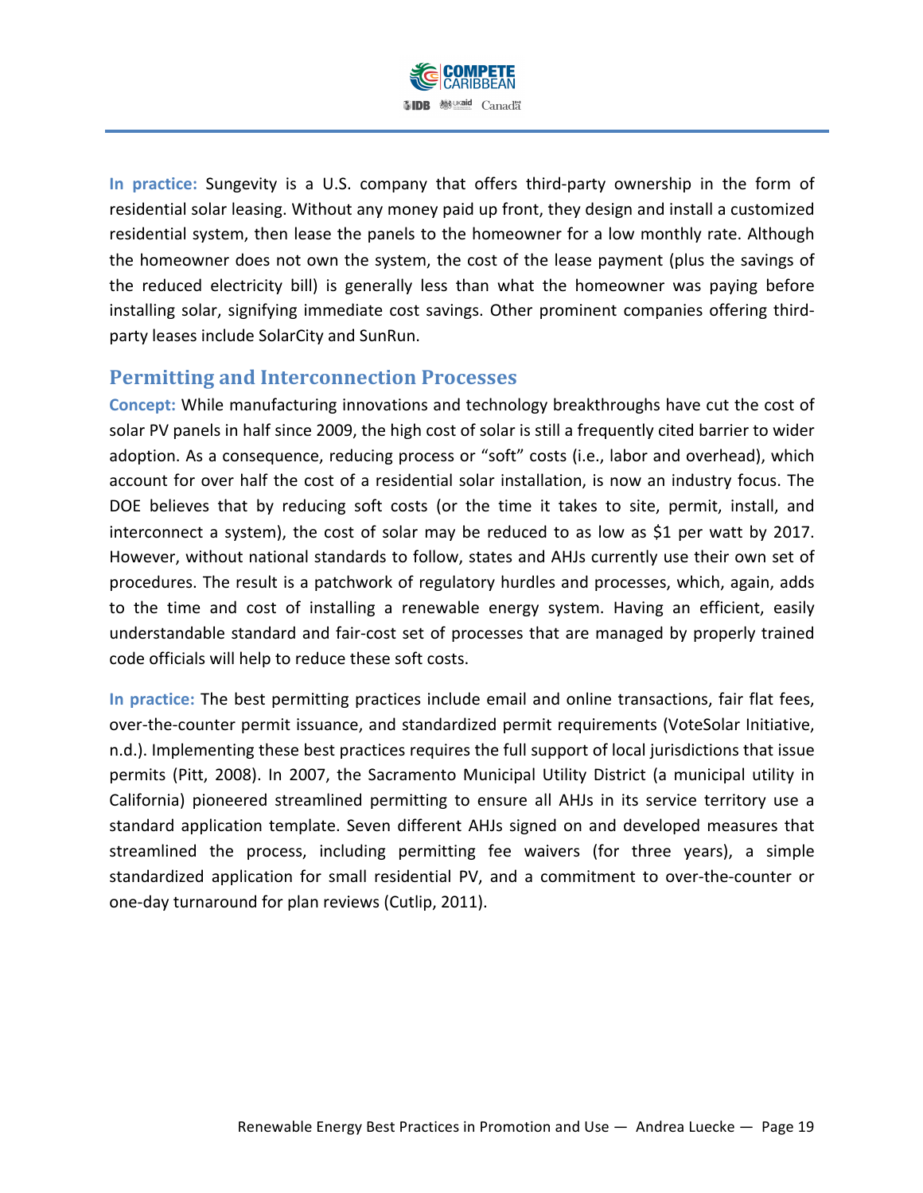**In practice:** Sungevity is a U.S. company that offers third-party ownership in the form of residential solar leasing. Without any money paid up front, they design and install a customized residential system, then lease the panels to the homeowner for a low monthly rate. Although the homeowner does not own the system, the cost of the lease payment (plus the savings of the reduced electricity bill) is generally less than what the homeowner was paying before installing solar, signifying immediate cost savings. Other prominent companies offering third-party leases include SolarCity and SunRun.

## Permitting and Interconnection Processes

**Concept:** While manufacturing innovations and technology breakthroughs have cut the cost of solar PV panels in half since 2009, the high cost of solar is still a frequently cited barrier to wider adoption. As a consequence, reducing process or "soft" costs (i.e., labor and overhead), which account for over half the cost of a residential solar installation, is now an industry focus. The DOE believes that by reducing soft costs (or the time it takes to site, permit, install, and interconnect a system), the cost of solar may be reduced to as low as $1 per watt by 2017. However, without national standards to follow, states and AHJs currently use their own set of procedures. The result is a patchwork of regulatory hurdles and processes, which, again, adds to the time and cost of installing a renewable energy system. Having an efficient, easily understandable standard and fair-cost set of processes that are managed by properly trained code officials will help to reduce these soft costs.

**In practice:** The best permitting practices include email and online transactions, fair flat fees, over-the-counter permit issuance, and standardized permit requirements (VoteSolar Initiative, n.d.). Implementing these best practices requires the full support of local jurisdictions that issue permits (Pitt, 2008). In 2007, the Sacramento Municipal Utility District (a municipal utility in California) pioneered streamlined permitting to ensure all AHJs in its service territory use a standard application template. Seven different AHJs signed on and developed measures that streamlined the process, including permitting fee waivers (for three years), a simple standardized application for small residential PV, and a commitment to over-the-counter or one-day turnaround for plan reviews (Cutlip, 2011).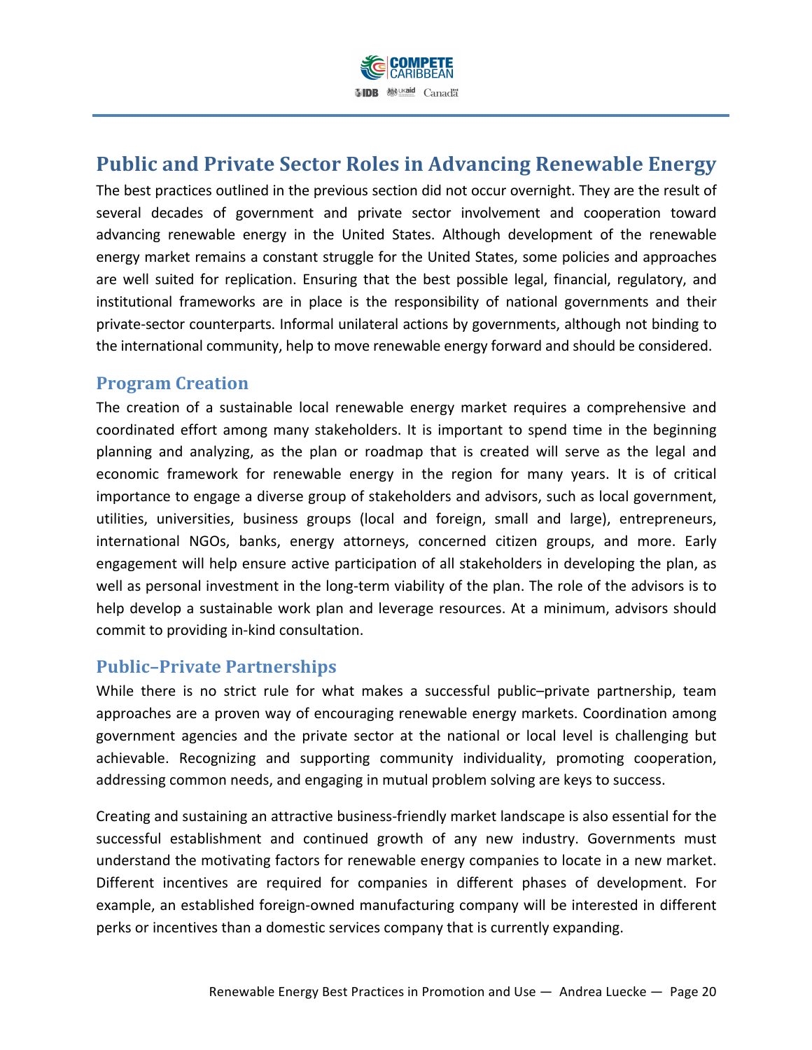## Public and Private Sector Roles in Advancing Renewable Energy

The best practices outlined in the previous section did not occur overnight. They are the result of several decades of government and private sector involvement and cooperation toward advancing renewable energy in the United States. Although development of the renewable energy market remains a constant struggle for the United States, some policies and approaches are well suited for replication. Ensuring that the best possible legal, financial, regulatory, and institutional frameworks are in place is the responsibility of national governments and their private-sector counterparts. Informal unilateral actions by governments, although not binding to the international community, help to move renewable energy forward and should be considered.

### Program Creation

The creation of a sustainable local renewable energy market requires a comprehensive and coordinated effort among many stakeholders. It is important to spend time in the beginning planning and analyzing, as the plan or roadmap that is created will serve as the legal and economic framework for renewable energy in the region for many years. It is of critical importance to engage a diverse group of stakeholders and advisors, such as local government, utilities, universities, business groups (local and foreign, small and large), entrepreneurs, international NGOs, banks, energy attorneys, concerned citizen groups, and more. Early engagement will help ensure active participation of all stakeholders in developing the plan, as well as personal investment in the long-term viability of the plan. The role of the advisors is to help develop a sustainable work plan and leverage resources. At a minimum, advisors should commit to providing in-kind consultation.

### Public–Private Partnerships

While there is no strict rule for what makes a successful public–private partnership, team approaches are a proven way of encouraging renewable energy markets. Coordination among government agencies and the private sector at the national or local level is challenging but achievable. Recognizing and supporting community individuality, promoting cooperation, addressing common needs, and engaging in mutual problem solving are keys to success.

Creating and sustaining an attractive business-friendly market landscape is also essential for the successful establishment and continued growth of any new industry. Governments must understand the motivating factors for renewable energy companies to locate in a new market. Different incentives are required for companies in different phases of development. For example, an established foreign-owned manufacturing company will be interested in different perks or incentives than a domestic services company that is currently expanding.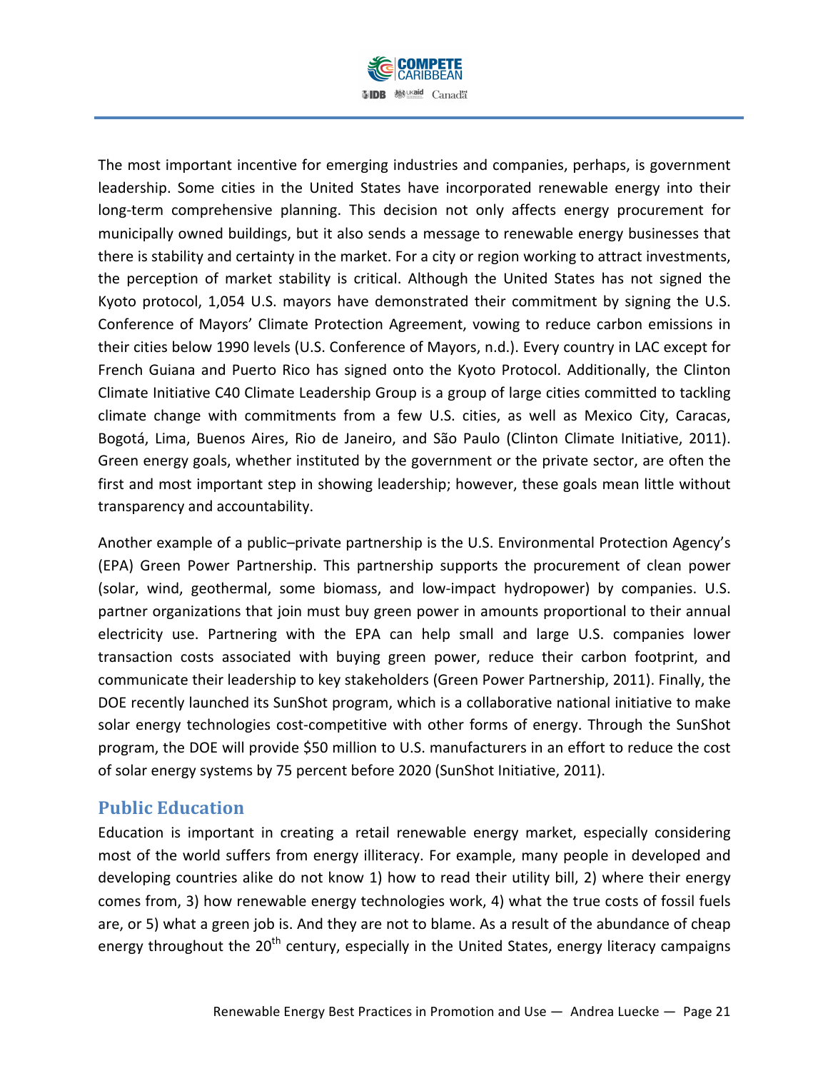The most important incentive for emerging industries and companies, perhaps, is government leadership. Some cities in the United States have incorporated renewable energy into their long-term comprehensive planning. This decision not only affects energy procurement for municipally owned buildings, but it also sends a message to renewable energy businesses that there is stability and certainty in the market. For a city or region working to attract investments, the perception of market stability is critical. Although the United States has not signed the Kyoto protocol, 1,054 U.S. mayors have demonstrated their commitment by signing the U.S. Conference of Mayors' Climate Protection Agreement, vowing to reduce carbon emissions in their cities below 1990 levels (U.S. Conference of Mayors, n.d.). Every country in LAC except for French Guiana and Puerto Rico has signed onto the Kyoto Protocol. Additionally, the Clinton Climate Initiative C40 Climate Leadership Group is a group of large cities committed to tackling climate change with commitments from a few U.S. cities, as well as Mexico City, Caracas, Bogotá, Lima, Buenos Aires, Rio de Janeiro, and São Paulo (Clinton Climate Initiative, 2011). Green energy goals, whether instituted by the government or the private sector, are often the first and most important step in showing leadership; however, these goals mean little without transparency and accountability.

Another example of a public–private partnership is the U.S. Environmental Protection Agency's (EPA) Green Power Partnership. This partnership supports the procurement of clean power (solar, wind, geothermal, some biomass, and low-impact hydropower) by companies. U.S. partner organizations that join must buy green power in amounts proportional to their annual electricity use. Partnering with the EPA can help small and large U.S. companies lower transaction costs associated with buying green power, reduce their carbon footprint, and communicate their leadership to key stakeholders (Green Power Partnership, 2011). Finally, the DOE recently launched its SunShot program, which is a collaborative national initiative to make solar energy technologies cost-competitive with other forms of energy. Through the SunShot program, the DOE will provide $50 million to U.S. manufacturers in an effort to reduce the cost of solar energy systems by 75 percent before 2020 (SunShot Initiative, 2011).

## Public Education

Education is important in creating a retail renewable energy market, especially considering most of the world suffers from energy illiteracy. For example, many people in developed and developing countries alike do not know 1) how to read their utility bill, 2) where their energy comes from, 3) how renewable energy technologies work, 4) what the true costs of fossil fuels are, or 5) what a green job is. And they are not to blame. As a result of the abundance of cheap energy throughout the 20th century, especially in the United States, energy literacy campaigns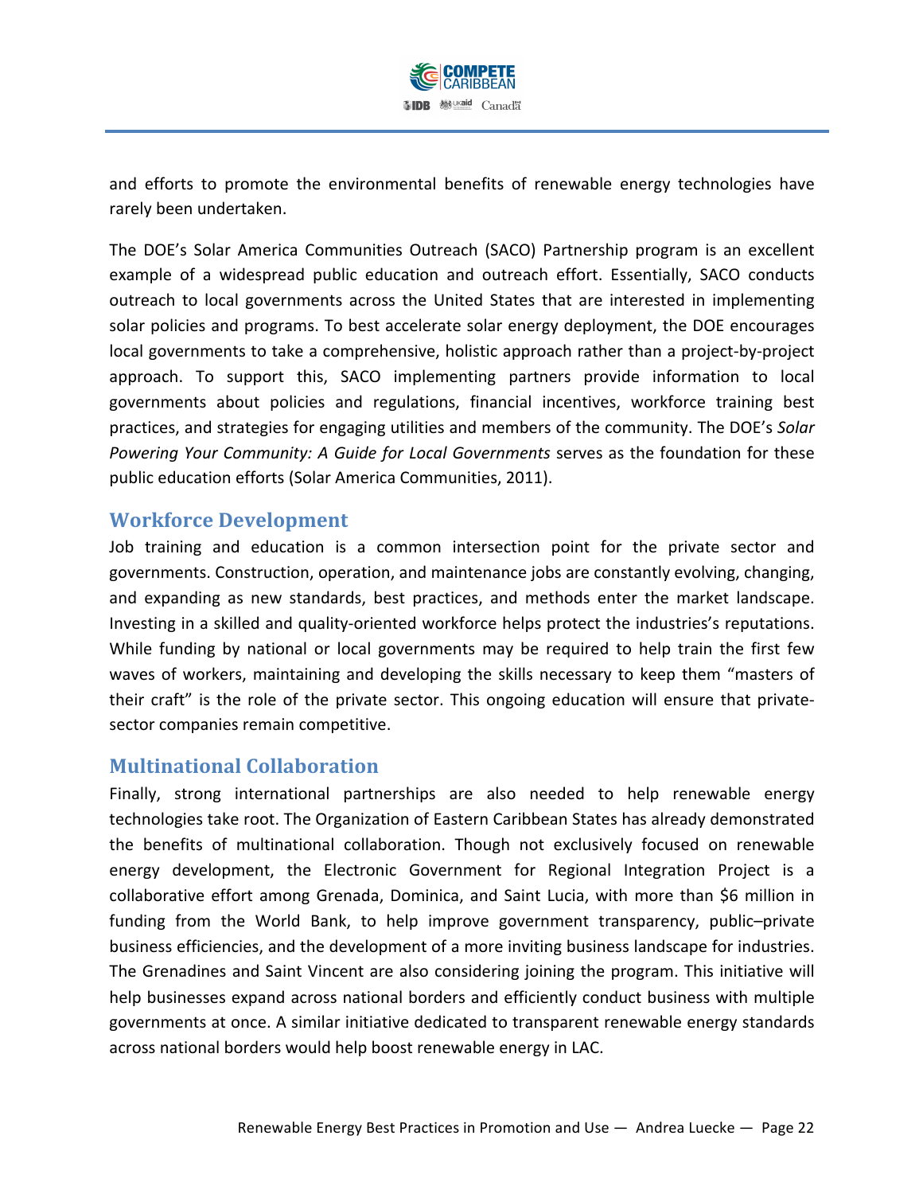and efforts to promote the environmental benefits of renewable energy technologies have rarely been undertaken.

The DOE's Solar America Communities Outreach (SACO) Partnership program is an excellent example of a widespread public education and outreach effort. Essentially, SACO conducts outreach to local governments across the United States that are interested in implementing solar policies and programs. To best accelerate solar energy deployment, the DOE encourages local governments to take a comprehensive, holistic approach rather than a project-by-project approach. To support this, SACO implementing partners provide information to local governments about policies and regulations, financial incentives, workforce training best practices, and strategies for engaging utilities and members of the community. The DOE's *Solar Powering Your Community: A Guide for Local Governments* serves as the foundation for these public education efforts (Solar America Communities, 2011).

## Workforce Development

Job training and education is a common intersection point for the private sector and governments. Construction, operation, and maintenance jobs are constantly evolving, changing, and expanding as new standards, best practices, and methods enter the market landscape. Investing in a skilled and quality-oriented workforce helps protect the industries's reputations. While funding by national or local governments may be required to help train the first few waves of workers, maintaining and developing the skills necessary to keep them "masters of their craft" is the role of the private sector. This ongoing education will ensure that private-sector companies remain competitive.

## Multinational Collaboration

Finally, strong international partnerships are also needed to help renewable energy technologies take root. The Organization of Eastern Caribbean States has already demonstrated the benefits of multinational collaboration. Though not exclusively focused on renewable energy development, the Electronic Government for Regional Integration Project is a collaborative effort among Grenada, Dominica, and Saint Lucia, with more than $6 million in funding from the World Bank, to help improve government transparency, public–private business efficiencies, and the development of a more inviting business landscape for industries. The Grenadines and Saint Vincent are also considering joining the program. This initiative will help businesses expand across national borders and efficiently conduct business with multiple governments at once. A similar initiative dedicated to transparent renewable energy standards across national borders would help boost renewable energy in LAC.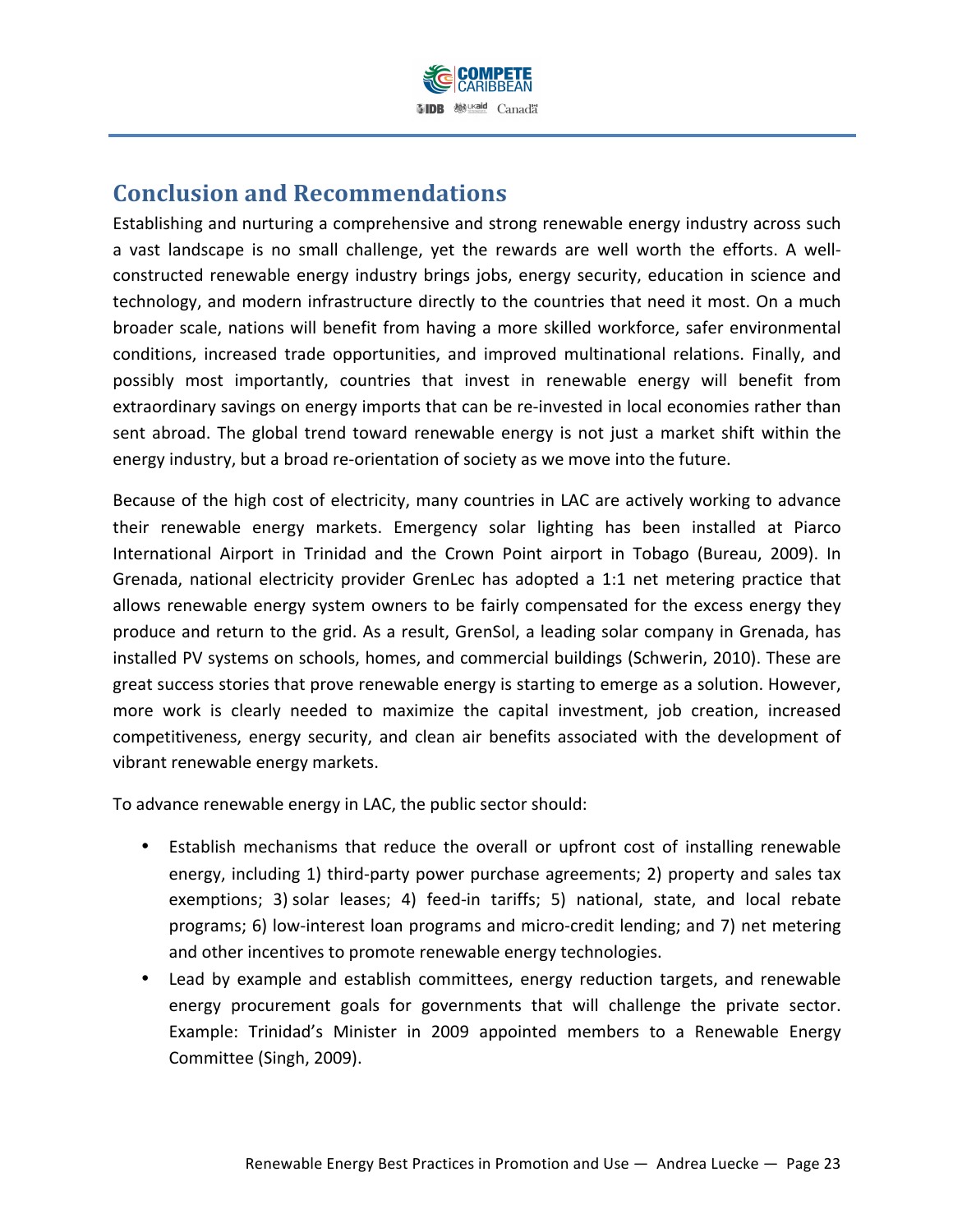## Conclusion and Recommendations

Establishing and nurturing a comprehensive and strong renewable energy industry across such a vast landscape is no small challenge, yet the rewards are well worth the efforts. A well-constructed renewable energy industry brings jobs, energy security, education in science and technology, and modern infrastructure directly to the countries that need it most. On a much broader scale, nations will benefit from having a more skilled workforce, safer environmental conditions, increased trade opportunities, and improved multinational relations. Finally, and possibly most importantly, countries that invest in renewable energy will benefit from extraordinary savings on energy imports that can be re-invested in local economies rather than sent abroad. The global trend toward renewable energy is not just a market shift within the energy industry, but a broad re-orientation of society as we move into the future.

Because of the high cost of electricity, many countries in LAC are actively working to advance their renewable energy markets. Emergency solar lighting has been installed at Piarco International Airport in Trinidad and the Crown Point airport in Tobago (Bureau, 2009). In Grenada, national electricity provider GrenLec has adopted a 1:1 net metering practice that allows renewable energy system owners to be fairly compensated for the excess energy they produce and return to the grid. As a result, GrenSol, a leading solar company in Grenada, has installed PV systems on schools, homes, and commercial buildings (Schwerin, 2010). These are great success stories that prove renewable energy is starting to emerge as a solution. However, more work is clearly needed to maximize the capital investment, job creation, increased competitiveness, energy security, and clean air benefits associated with the development of vibrant renewable energy markets.

To advance renewable energy in LAC, the public sector should:

- Establish mechanisms that reduce the overall or upfront cost of installing renewable energy, including 1) third-party power purchase agreements; 2) property and sales tax exemptions; 3) solar leases; 4) feed-in tariffs; 5) national, state, and local rebate programs; 6) low-interest loan programs and micro-credit lending; and 7) net metering and other incentives to promote renewable energy technologies.
- Lead by example and establish committees, energy reduction targets, and renewable energy procurement goals for governments that will challenge the private sector. Example: Trinidad's Minister in 2009 appointed members to a Renewable Energy Committee (Singh, 2009).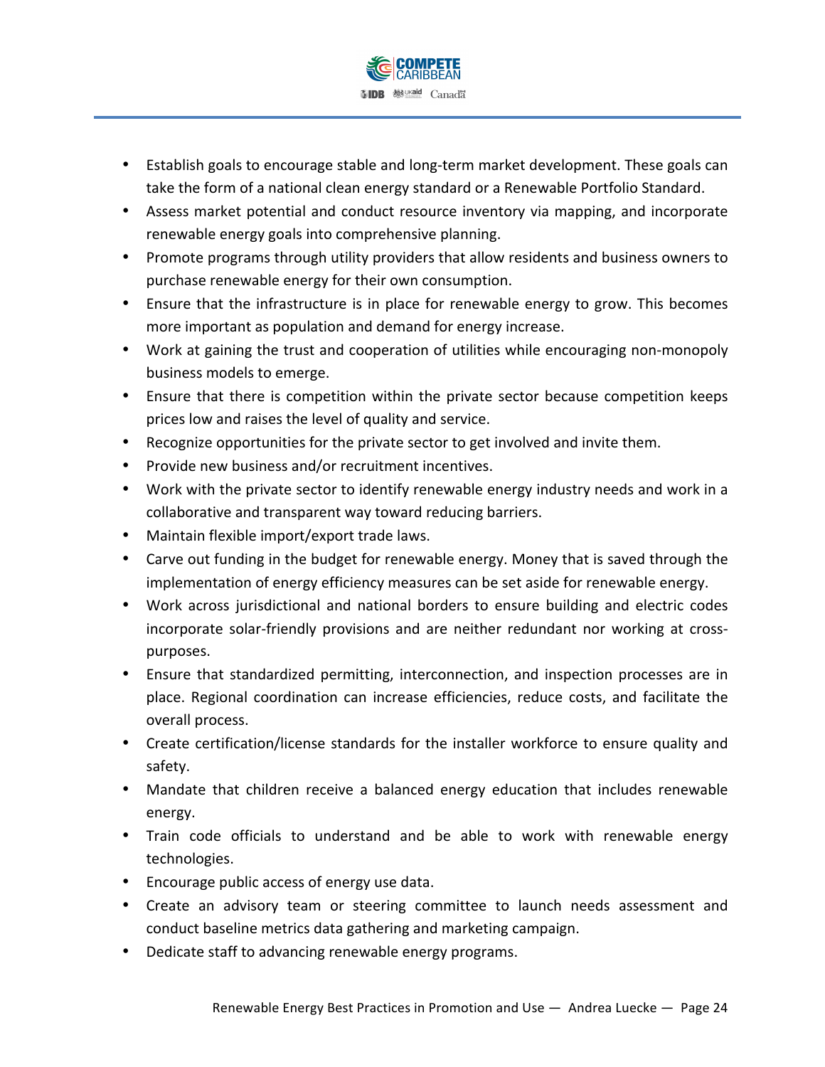- Establish goals to encourage stable and long-term market development. These goals can take the form of a national clean energy standard or a Renewable Portfolio Standard.
- Assess market potential and conduct resource inventory via mapping, and incorporate renewable energy goals into comprehensive planning.
- Promote programs through utility providers that allow residents and business owners to purchase renewable energy for their own consumption.
- Ensure that the infrastructure is in place for renewable energy to grow. This becomes more important as population and demand for energy increase.
- Work at gaining the trust and cooperation of utilities while encouraging non-monopoly business models to emerge.
- Ensure that there is competition within the private sector because competition keeps prices low and raises the level of quality and service.
- Recognize opportunities for the private sector to get involved and invite them.
- Provide new business and/or recruitment incentives.
- Work with the private sector to identify renewable energy industry needs and work in a collaborative and transparent way toward reducing barriers.
- Maintain flexible import/export trade laws.
- Carve out funding in the budget for renewable energy. Money that is saved through the implementation of energy efficiency measures can be set aside for renewable energy.
- Work across jurisdictional and national borders to ensure building and electric codes incorporate solar-friendly provisions and are neither redundant nor working at cross-purposes.
- Ensure that standardized permitting, interconnection, and inspection processes are in place. Regional coordination can increase efficiencies, reduce costs, and facilitate the overall process.
- Create certification/license standards for the installer workforce to ensure quality and safety.
- Mandate that children receive a balanced energy education that includes renewable energy.
- Train code officials to understand and be able to work with renewable energy technologies.
- Encourage public access of energy use data.
- Create an advisory team or steering committee to launch needs assessment and conduct baseline metrics data gathering and marketing campaign.
- Dedicate staff to advancing renewable energy programs.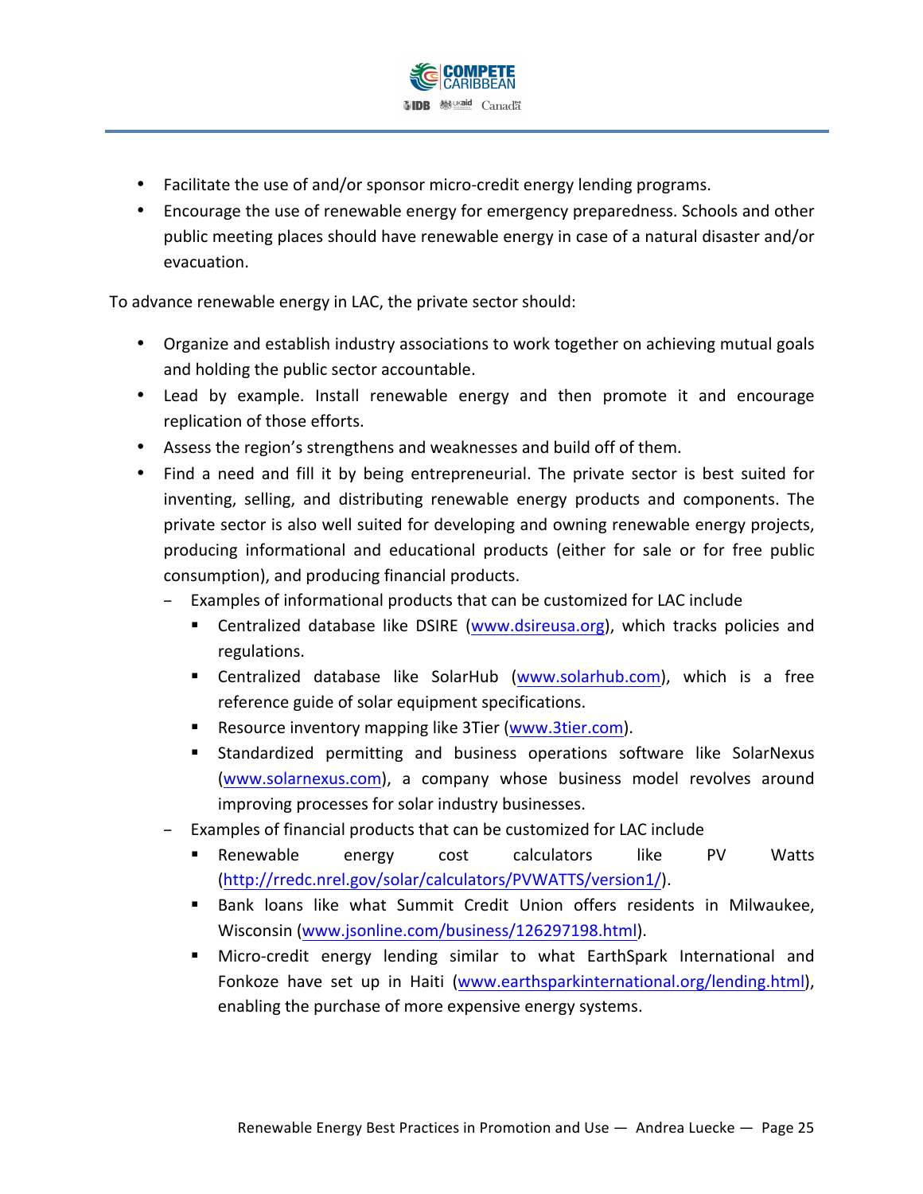- Facilitate the use of and/or sponsor micro-credit energy lending programs.
- Encourage the use of renewable energy for emergency preparedness. Schools and other public meeting places should have renewable energy in case of a natural disaster and/or evacuation.

To advance renewable energy in LAC, the private sector should:

- Organize and establish industry associations to work together on achieving mutual goals and holding the public sector accountable.
- Lead by example. Install renewable energy and then promote it and encourage replication of those efforts.
- Assess the region's strengthens and weaknesses and build off of them.
- Find a need and fill it by being entrepreneurial. The private sector is best suited for inventing, selling, and distributing renewable energy products and components. The private sector is also well suited for developing and owning renewable energy projects, producing informational and educational products (either for sale or for free public consumption), and producing financial products.
  - Examples of informational products that can be customized for LAC include
    - Centralized database like DSIRE (www.dsireusa.org), which tracks policies and regulations.
    - Centralized database like SolarHub (www.solarhub.com), which is a free reference guide of solar equipment specifications.
    - Resource inventory mapping like 3Tier (www.3tier.com).
    - Standardized permitting and business operations software like SolarNexus (www.solarnexus.com), a company whose business model revolves around improving processes for solar industry businesses.
  - Examples of financial products that can be customized for LAC include
    - Renewable energy cost calculators like PV Watts (http://rredc.nrel.gov/solar/calculators/PVWATTS/version1/).
    - Bank loans like what Summit Credit Union offers residents in Milwaukee, Wisconsin (www.jsonline.com/business/126297198.html).
    - Micro-credit energy lending similar to what EarthSpark International and Fonkoze have set up in Haiti (www.earthsparkinternational.org/lending.html), enabling the purchase of more expensive energy systems.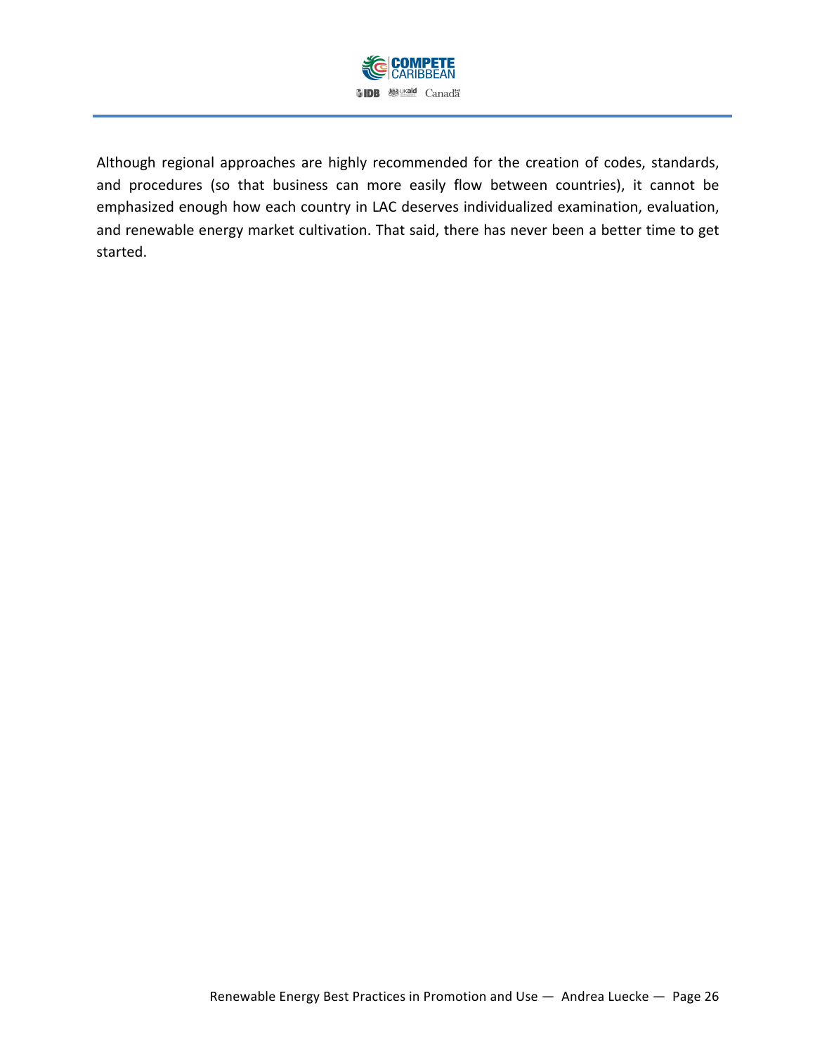Although regional approaches are highly recommended for the creation of codes, standards, and procedures (so that business can more easily flow between countries), it cannot be emphasized enough how each country in LAC deserves individualized examination, evaluation, and renewable energy market cultivation. That said, there has never been a better time to get started.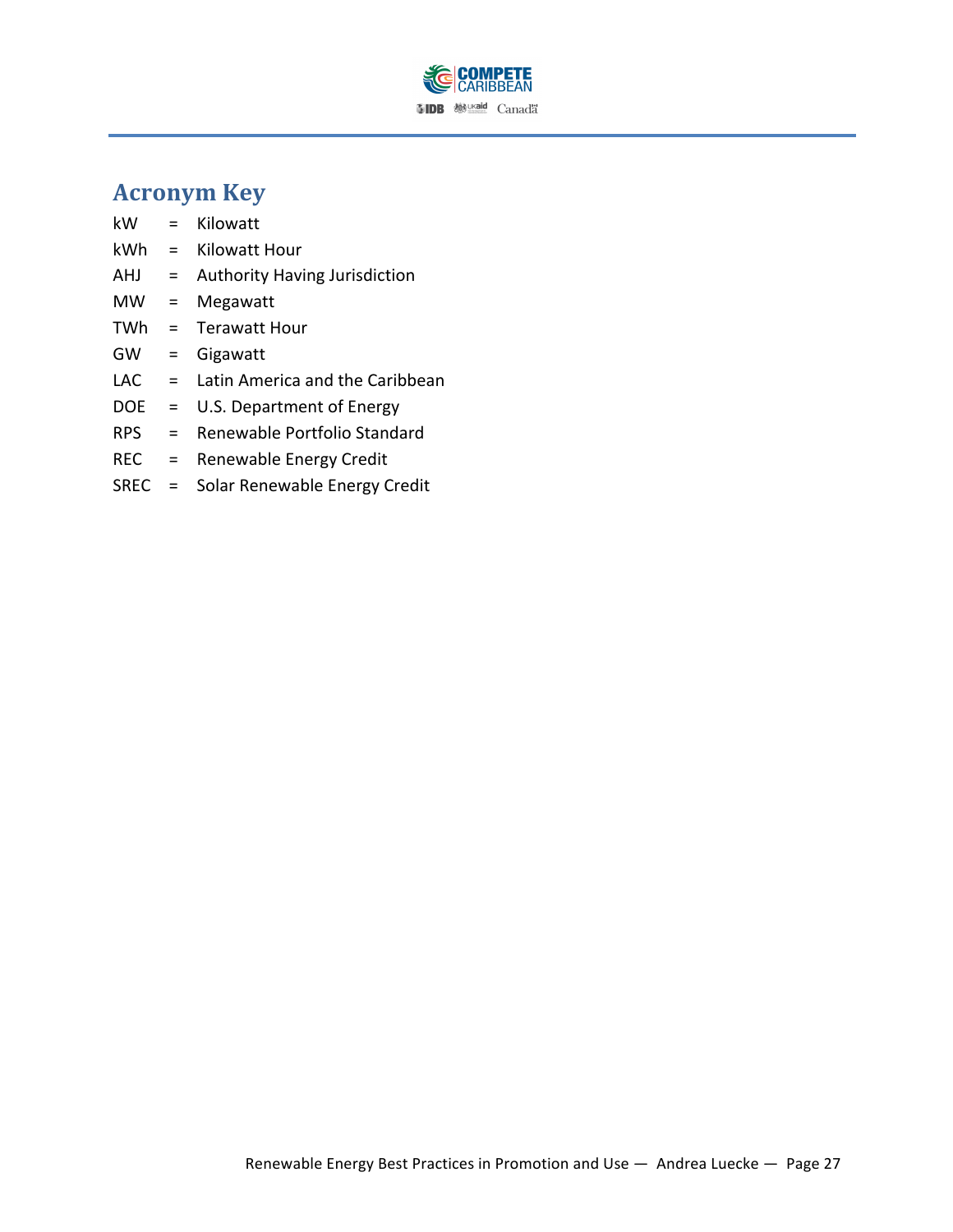## Acronym Key

kW = Kilowatt
kWh = Kilowatt Hour
AHJ = Authority Having Jurisdiction
MW = Megawatt
TWh = Terawatt Hour
GW = Gigawatt
LAC = Latin America and the Caribbean
DOE = U.S. Department of Energy
RPS = Renewable Portfolio Standard
REC = Renewable Energy Credit
SREC = Solar Renewable Energy Credit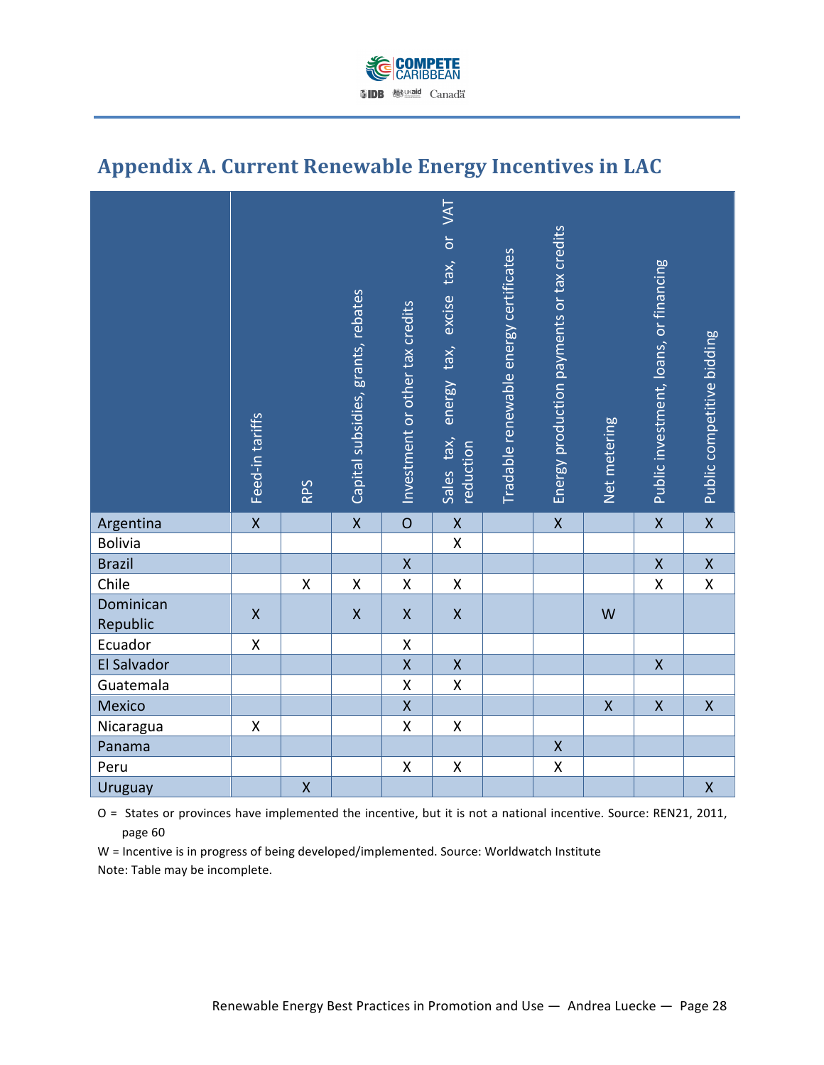## Appendix A. Current Renewable Energy Incentives in LAC

| | Feed-in tariffs | RPS | Capital subsidies, grants, rebates | Investment or other tax credits | Sales tax, energy tax, excise tax, or VAT reduction | Tradable renewable energy certificates | Energy production payments or tax credits | Net metering | Public investment, loans, or financing | Public competitive bidding |
|---|---|---|---|---|---|---|---|---|---|---|
| Argentina | X | | X | O | X | | X | | X | X |
| Bolivia | | | | | X | | | | | |
| Brazil | | | | X | | | | | X | X |
| Chile | | X | X | X | X | | | | X | X |
| Dominican Republic | X | | X | X | X | | | W | | |
| Ecuador | X | | | X | | | | | | |
| El Salvador | | | | X | X | | | | X | |
| Guatemala | | | | X | X | | | | | |
| Mexico | | | | X | | | | X | X | X |
| Nicaragua | X | | | X | X | | | | | |
| Panama | | | | | | | X | | | |
| Peru | | | | X | X | | X | | | |
| Uruguay | | X | | | | | | | | X |

O = States or provinces have implemented the incentive, but it is not a national incentive. Source: REN21, 2011, page 60

W = Incentive is in progress of being developed/implemented. Source: Worldwatch Institute

Note: Table may be incomplete.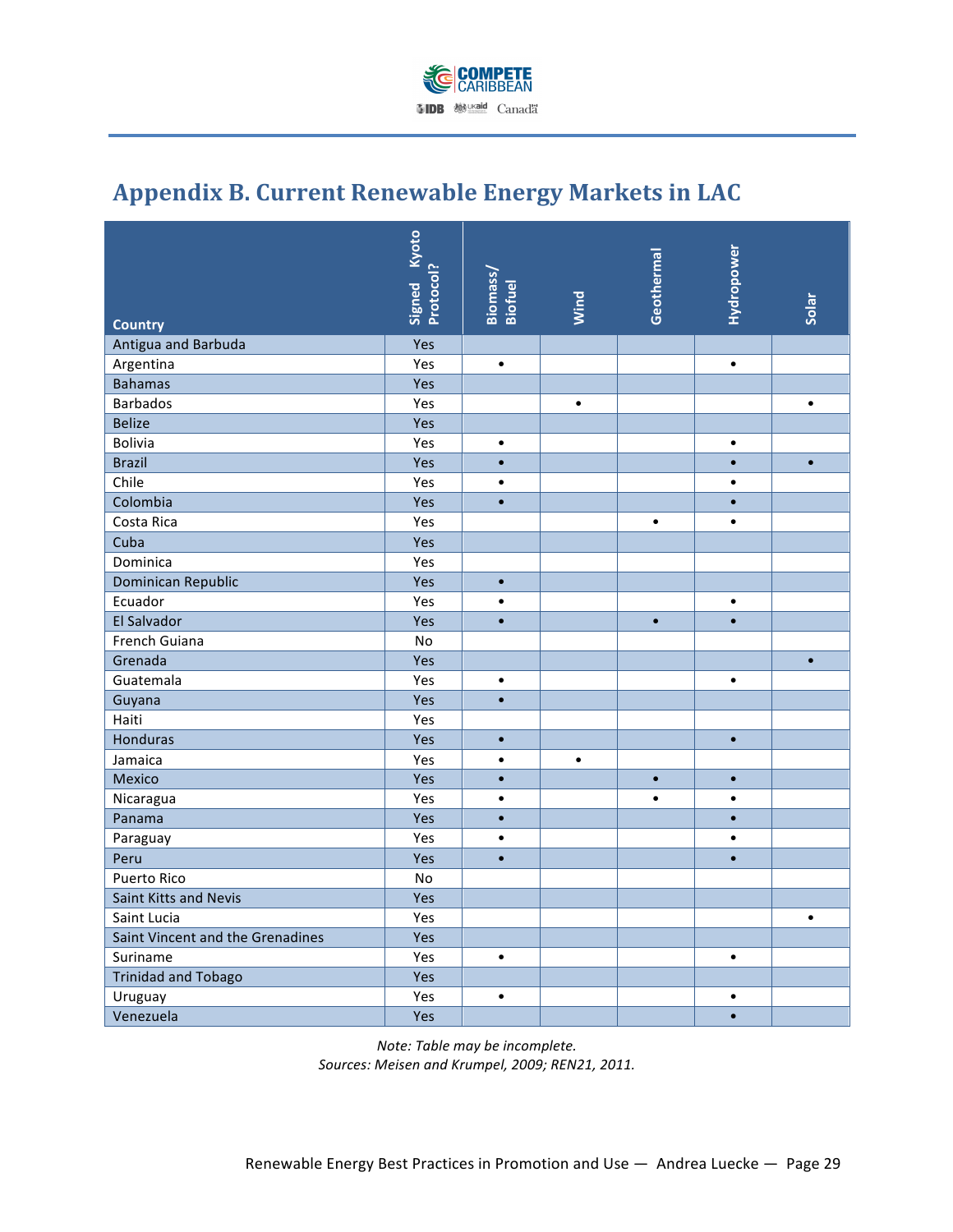# Appendix B. Current Renewable Energy Markets in LAC

| Country | Signed Kyoto Protocol? | Biomass/ Biofuel | Wind | Geothermal | Hydropower | Solar |
|---|---|---|---|---|---|---|
| Antigua and Barbuda | Yes | | | | | |
| Argentina | Yes | • | | | • | |
| Bahamas | Yes | | | | | |
| Barbados | Yes | | • | | | • |
| Belize | Yes | | | | | |
| Bolivia | Yes | • | | | • | |
| Brazil | Yes | • | | | • | • |
| Chile | Yes | • | | | • | |
| Colombia | Yes | • | | | • | |
| Costa Rica | Yes | | | • | • | |
| Cuba | Yes | | | | | |
| Dominica | Yes | | | | | |
| Dominican Republic | Yes | • | | | | |
| Ecuador | Yes | • | | | • | |
| El Salvador | Yes | • | | • | • | |
| French Guiana | No | | | | | |
| Grenada | Yes | | | | | • |
| Guatemala | Yes | • | | | • | |
| Guyana | Yes | • | | | | |
| Haiti | Yes | | | | | |
| Honduras | Yes | • | | | • | |
| Jamaica | Yes | • | • | | | |
| Mexico | Yes | • | | • | • | |
| Nicaragua | Yes | • | | • | • | |
| Panama | Yes | • | | | • | |
| Paraguay | Yes | • | | | • | |
| Peru | Yes | • | | | • | |
| Puerto Rico | No | | | | | |
| Saint Kitts and Nevis | Yes | | | | | |
| Saint Lucia | Yes | | | | | • |
| Saint Vincent and the Grenadines | Yes | | | | | |
| Suriname | Yes | • | | | • | |
| Trinidad and Tobago | Yes | | | | | |
| Uruguay | Yes | • | | | • | |
| Venezuela | Yes | | | | • | |

*Note: Table may be incomplete.*
*Sources: Meisen and Krumpel, 2009; REN21, 2011.*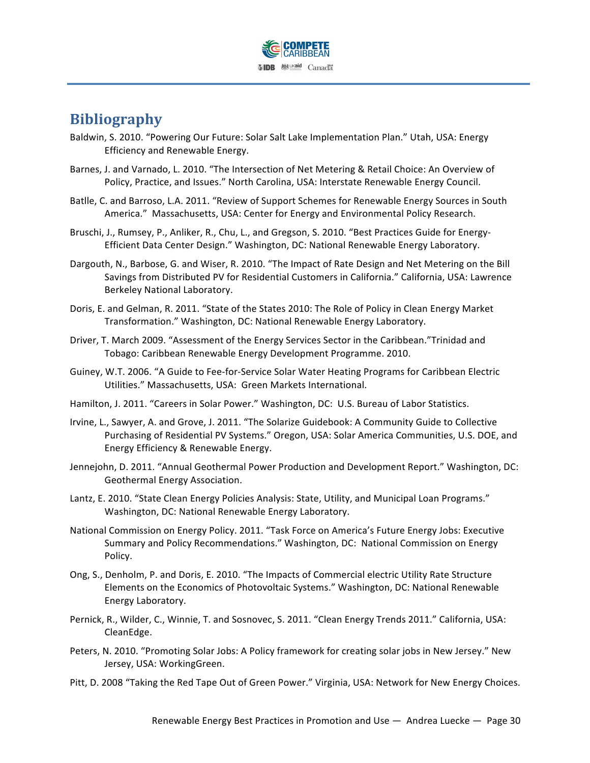# Bibliography

Baldwin, S. 2010. “Powering Our Future: Solar Salt Lake Implementation Plan.” Utah, USA: Energy Efficiency and Renewable Energy.

Barnes, J. and Varnado, L. 2010. “The Intersection of Net Metering & Retail Choice: An Overview of Policy, Practice, and Issues.” North Carolina, USA: Interstate Renewable Energy Council.

Batlle, C. and Barroso, L.A. 2011. “Review of Support Schemes for Renewable Energy Sources in South America.” Massachusetts, USA: Center for Energy and Environmental Policy Research.

Bruschi, J., Rumsey, P., Anliker, R., Chu, L., and Gregson, S. 2010. “Best Practices Guide for Energy-Efficient Data Center Design.” Washington, DC: National Renewable Energy Laboratory.

Dargouth, N., Barbose, G. and Wiser, R. 2010. “The Impact of Rate Design and Net Metering on the Bill Savings from Distributed PV for Residential Customers in California.” California, USA: Lawrence Berkeley National Laboratory.

Doris, E. and Gelman, R. 2011. “State of the States 2010: The Role of Policy in Clean Energy Market Transformation.” Washington, DC: National Renewable Energy Laboratory.

Driver, T. March 2009. “Assessment of the Energy Services Sector in the Caribbean.”Trinidad and Tobago: Caribbean Renewable Energy Development Programme. 2010.

Guiney, W.T. 2006. “A Guide to Fee-for-Service Solar Water Heating Programs for Caribbean Electric Utilities.” Massachusetts, USA: Green Markets International.

Hamilton, J. 2011. “Careers in Solar Power.” Washington, DC: U.S. Bureau of Labor Statistics.

Irvine, L., Sawyer, A. and Grove, J. 2011. “The Solarize Guidebook: A Community Guide to Collective Purchasing of Residential PV Systems.” Oregon, USA: Solar America Communities, U.S. DOE, and Energy Efficiency & Renewable Energy.

Jennejohn, D. 2011. “Annual Geothermal Power Production and Development Report.” Washington, DC: Geothermal Energy Association.

Lantz, E. 2010. “State Clean Energy Policies Analysis: State, Utility, and Municipal Loan Programs.” Washington, DC: National Renewable Energy Laboratory.

National Commission on Energy Policy. 2011. “Task Force on America’s Future Energy Jobs: Executive Summary and Policy Recommendations.” Washington, DC: National Commission on Energy Policy.

Ong, S., Denholm, P. and Doris, E. 2010. “The Impacts of Commercial electric Utility Rate Structure Elements on the Economics of Photovoltaic Systems.” Washington, DC: National Renewable Energy Laboratory.

Pernick, R., Wilder, C., Winnie, T. and Sosnovec, S. 2011. “Clean Energy Trends 2011.” California, USA: CleanEdge.

Peters, N. 2010. “Promoting Solar Jobs: A Policy framework for creating solar jobs in New Jersey.” New Jersey, USA: WorkingGreen.

Pitt, D. 2008 “Taking the Red Tape Out of Green Power.” Virginia, USA: Network for New Energy Choices.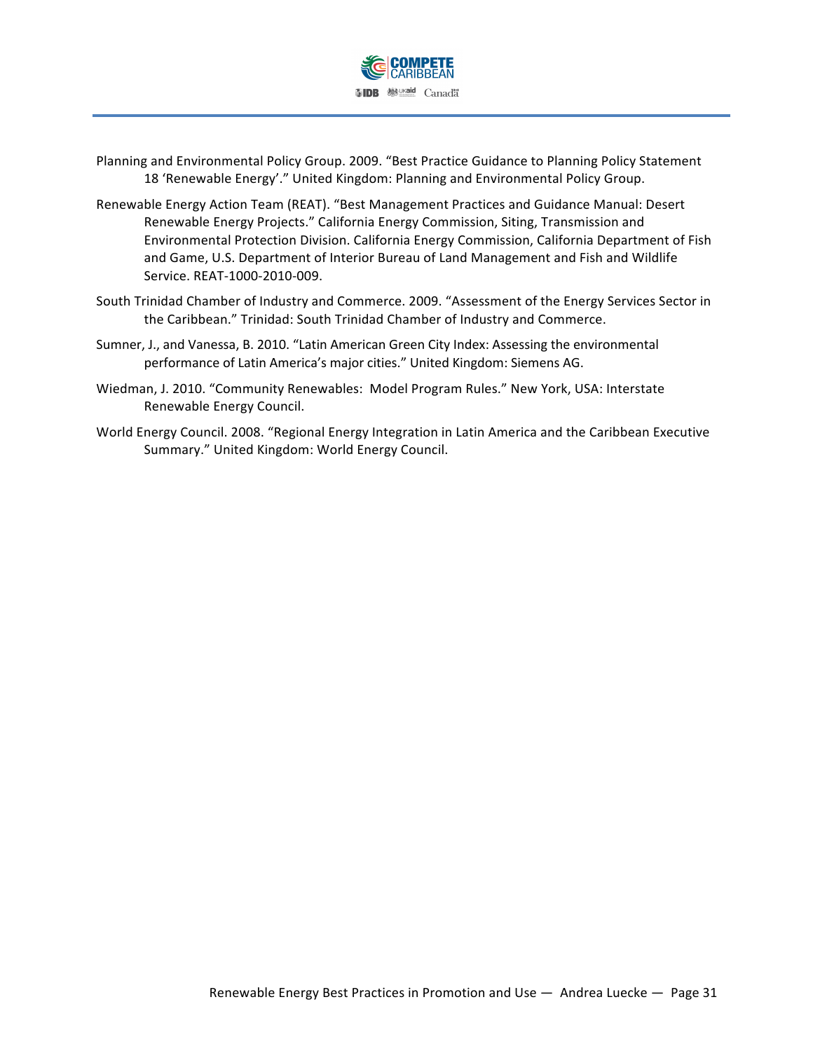Planning and Environmental Policy Group. 2009. "Best Practice Guidance to Planning Policy Statement 18 'Renewable Energy'." United Kingdom: Planning and Environmental Policy Group.

Renewable Energy Action Team (REAT). "Best Management Practices and Guidance Manual: Desert Renewable Energy Projects." California Energy Commission, Siting, Transmission and Environmental Protection Division. California Energy Commission, California Department of Fish and Game, U.S. Department of Interior Bureau of Land Management and Fish and Wildlife Service. REAT-1000-2010-009.

South Trinidad Chamber of Industry and Commerce. 2009. "Assessment of the Energy Services Sector in the Caribbean." Trinidad: South Trinidad Chamber of Industry and Commerce.

Sumner, J., and Vanessa, B. 2010. "Latin American Green City Index: Assessing the environmental performance of Latin America's major cities." United Kingdom: Siemens AG.

Wiedman, J. 2010. "Community Renewables: Model Program Rules." New York, USA: Interstate Renewable Energy Council.

World Energy Council. 2008. "Regional Energy Integration in Latin America and the Caribbean Executive Summary." United Kingdom: World Energy Council.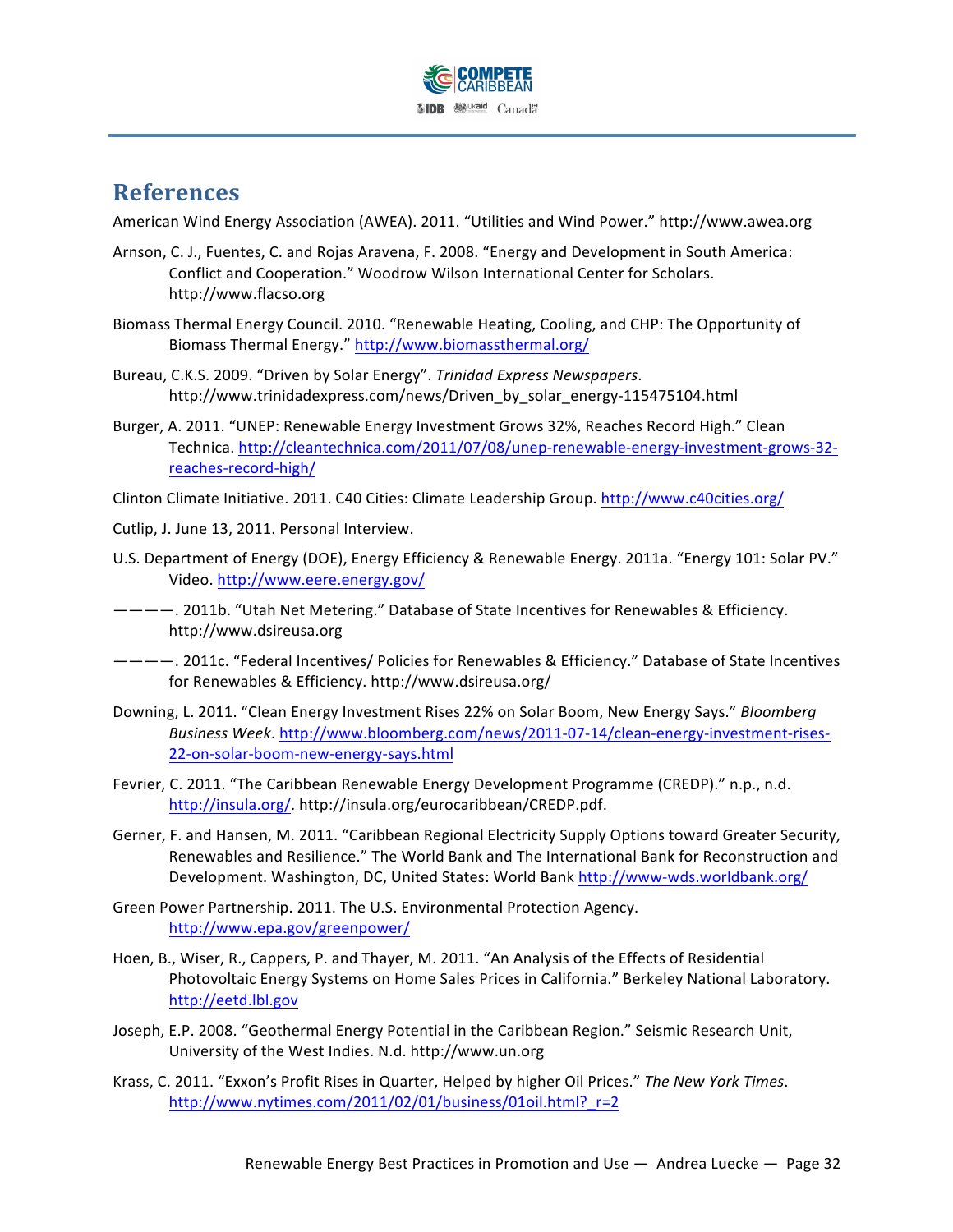## References

American Wind Energy Association (AWEA). 2011. "Utilities and Wind Power." http://www.awea.org

Arnson, C. J., Fuentes, C. and Rojas Aravena, F. 2008. "Energy and Development in South America: Conflict and Cooperation." Woodrow Wilson International Center for Scholars. http://www.flacso.org

Biomass Thermal Energy Council. 2010. "Renewable Heating, Cooling, and CHP: The Opportunity of Biomass Thermal Energy." http://www.biomassthermal.org/

Bureau, C.K.S. 2009. "Driven by Solar Energy". *Trinidad Express Newspapers*. http://www.trinidadexpress.com/news/Driven_by_solar_energy-115475104.html

Burger, A. 2011. "UNEP: Renewable Energy Investment Grows 32%, Reaches Record High." Clean Technica. http://cleantechnica.com/2011/07/08/unep-renewable-energy-investment-grows-32-reaches-record-high/

Clinton Climate Initiative. 2011. C40 Cities: Climate Leadership Group. http://www.c40cities.org/

Cutlip, J. June 13, 2011. Personal Interview.

U.S. Department of Energy (DOE), Energy Efficiency & Renewable Energy. 2011a. "Energy 101: Solar PV." Video. http://www.eere.energy.gov/

————. 2011b. "Utah Net Metering." Database of State Incentives for Renewables & Efficiency. http://www.dsireusa.org

————. 2011c. "Federal Incentives/ Policies for Renewables & Efficiency." Database of State Incentives for Renewables & Efficiency. http://www.dsireusa.org/

Downing, L. 2011. "Clean Energy Investment Rises 22% on Solar Boom, New Energy Says." *Bloomberg Business Week*. http://www.bloomberg.com/news/2011-07-14/clean-energy-investment-rises-22-on-solar-boom-new-energy-says.html

Fevrier, C. 2011. "The Caribbean Renewable Energy Development Programme (CREDP)." n.p., n.d. http://insula.org/. http://insula.org/eurocaribbean/CREDP.pdf.

Gerner, F. and Hansen, M. 2011. "Caribbean Regional Electricity Supply Options toward Greater Security, Renewables and Resilience." The World Bank and The International Bank for Reconstruction and Development. Washington, DC, United States: World Bank http://www-wds.worldbank.org/

Green Power Partnership. 2011. The U.S. Environmental Protection Agency. http://www.epa.gov/greenpower/

Hoen, B., Wiser, R., Cappers, P. and Thayer, M. 2011. "An Analysis of the Effects of Residential Photovoltaic Energy Systems on Home Sales Prices in California." Berkeley National Laboratory. http://eetd.lbl.gov

Joseph, E.P. 2008. "Geothermal Energy Potential in the Caribbean Region." Seismic Research Unit, University of the West Indies. N.d. http://www.un.org

Krass, C. 2011. "Exxon's Profit Rises in Quarter, Helped by higher Oil Prices." *The New York Times*. http://www.nytimes.com/2011/02/01/business/01oil.html?_r=2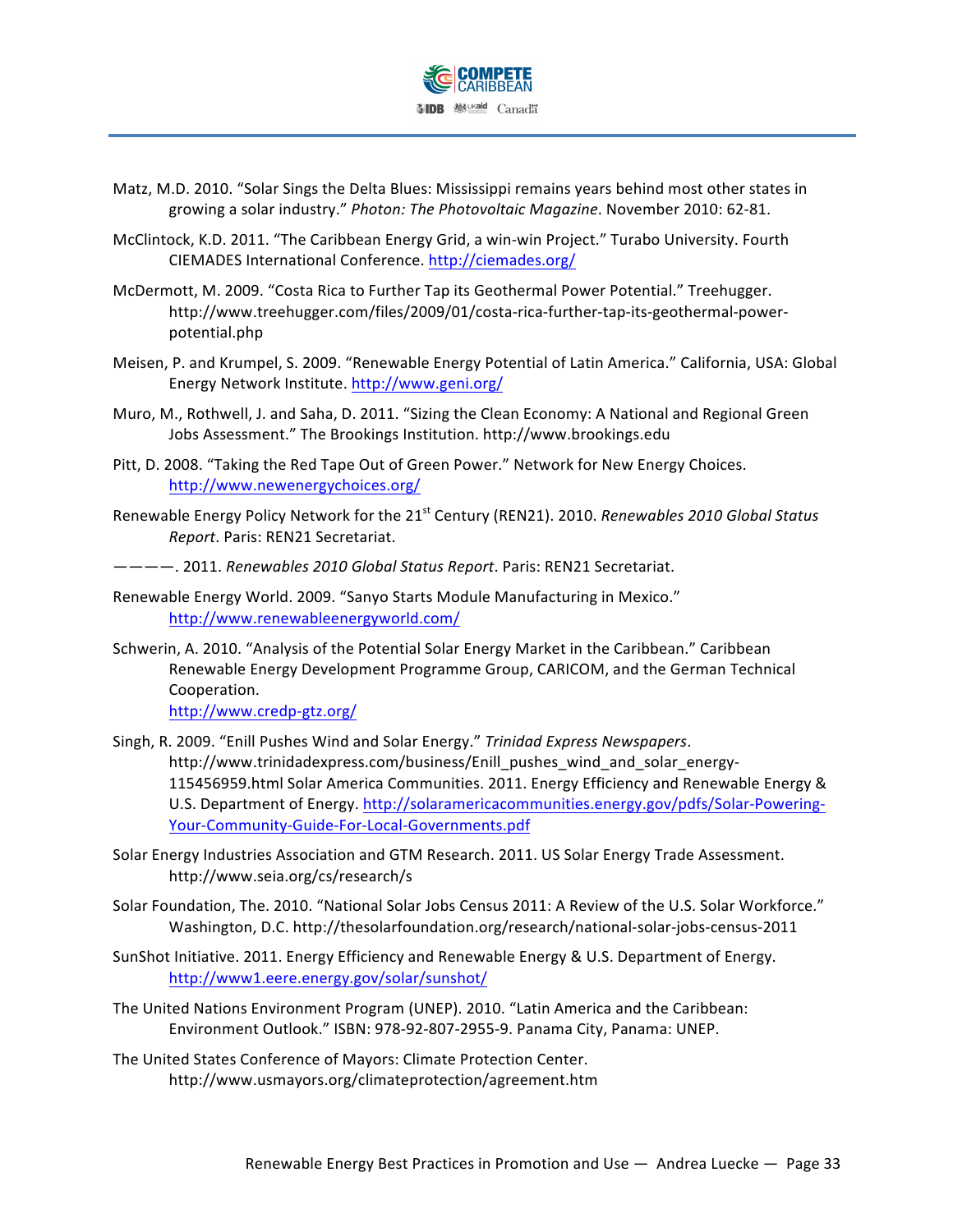Matz, M.D. 2010. "Solar Sings the Delta Blues: Mississippi remains years behind most other states in growing a solar industry." *Photon: The Photovoltaic Magazine*. November 2010: 62-81.

McClintock, K.D. 2011. "The Caribbean Energy Grid, a win-win Project." Turabo University. Fourth CIEMADES International Conference. http://ciemades.org/

McDermott, M. 2009. "Costa Rica to Further Tap its Geothermal Power Potential." Treehugger. http://www.treehugger.com/files/2009/01/costa-rica-further-tap-its-geothermal-power-potential.php

Meisen, P. and Krumpel, S. 2009. "Renewable Energy Potential of Latin America." California, USA: Global Energy Network Institute. http://www.geni.org/

Muro, M., Rothwell, J. and Saha, D. 2011. "Sizing the Clean Economy: A National and Regional Green Jobs Assessment." The Brookings Institution. http://www.brookings.edu

Pitt, D. 2008. "Taking the Red Tape Out of Green Power." Network for New Energy Choices. http://www.newenergychoices.org/

Renewable Energy Policy Network for the 21st Century (REN21). 2010. *Renewables 2010 Global Status Report*. Paris: REN21 Secretariat.

————. 2011. *Renewables 2010 Global Status Report*. Paris: REN21 Secretariat.

Renewable Energy World. 2009. "Sanyo Starts Module Manufacturing in Mexico." http://www.renewableenergyworld.com/

Schwerin, A. 2010. "Analysis of the Potential Solar Energy Market in the Caribbean." Caribbean Renewable Energy Development Programme Group, CARICOM, and the German Technical Cooperation.
http://www.credp-gtz.org/

Singh, R. 2009. "Enill Pushes Wind and Solar Energy." *Trinidad Express Newspapers*. http://www.trinidadexpress.com/business/Enill_pushes_wind_and_solar_energy-115456959.html Solar America Communities. 2011. Energy Efficiency and Renewable Energy & U.S. Department of Energy. http://solaramericacommunities.energy.gov/pdfs/Solar-Powering-Your-Community-Guide-For-Local-Governments.pdf

Solar Energy Industries Association and GTM Research. 2011. US Solar Energy Trade Assessment. http://www.seia.org/cs/research/s

Solar Foundation, The. 2010. "National Solar Jobs Census 2011: A Review of the U.S. Solar Workforce." Washington, D.C. http://thesolarfoundation.org/research/national-solar-jobs-census-2011

SunShot Initiative. 2011. Energy Efficiency and Renewable Energy & U.S. Department of Energy. http://www1.eere.energy.gov/solar/sunshot/

The United Nations Environment Program (UNEP). 2010. "Latin America and the Caribbean: Environment Outlook." ISBN: 978-92-807-2955-9. Panama City, Panama: UNEP.

The United States Conference of Mayors: Climate Protection Center. http://www.usmayors.org/climateprotection/agreement.htm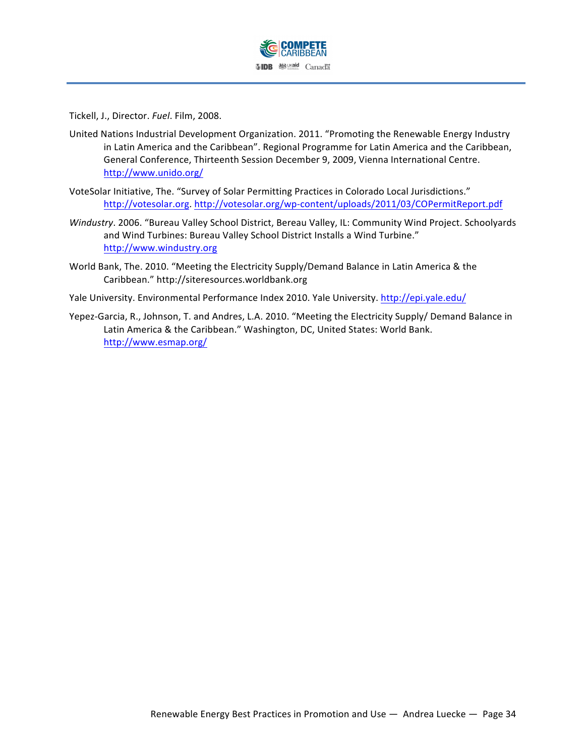Tickell, J., Director. *Fuel*. Film, 2008.

United Nations Industrial Development Organization. 2011. "Promoting the Renewable Energy Industry in Latin America and the Caribbean". Regional Programme for Latin America and the Caribbean, General Conference, Thirteenth Session December 9, 2009, Vienna International Centre. http://www.unido.org/

VoteSolar Initiative, The. "Survey of Solar Permitting Practices in Colorado Local Jurisdictions." http://votesolar.org. http://votesolar.org/wp-content/uploads/2011/03/COPermitReport.pdf

*Windustry*. 2006. "Bureau Valley School District, Bereau Valley, IL: Community Wind Project. Schoolyards and Wind Turbines: Bureau Valley School District Installs a Wind Turbine." http://www.windustry.org

World Bank, The. 2010. "Meeting the Electricity Supply/Demand Balance in Latin America & the Caribbean." http://siteresources.worldbank.org

Yale University. Environmental Performance Index 2010. Yale University. http://epi.yale.edu/

Yepez-Garcia, R., Johnson, T. and Andres, L.A. 2010. "Meeting the Electricity Supply/ Demand Balance in Latin America & the Caribbean." Washington, DC, United States: World Bank. http://www.esmap.org/